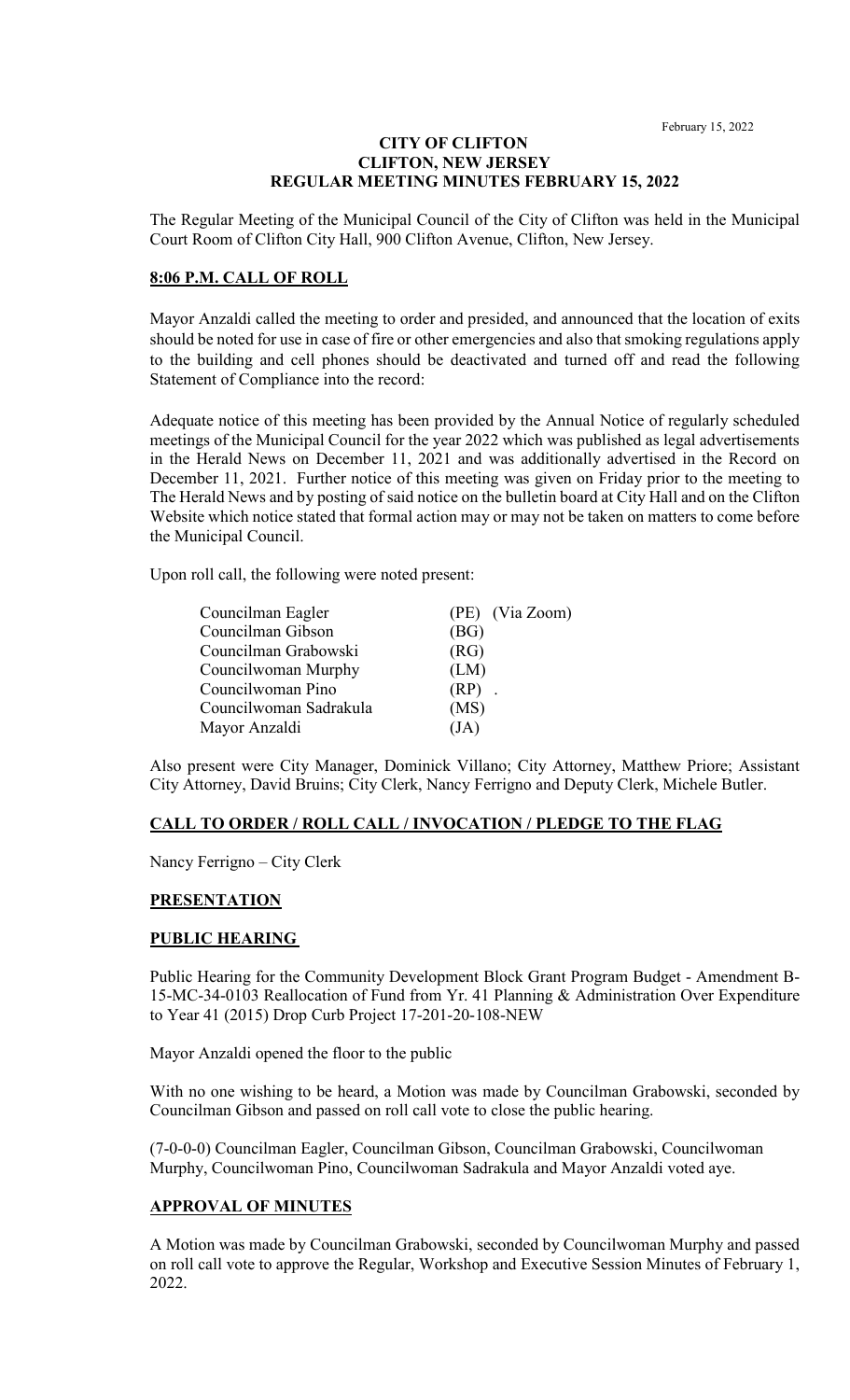**CITY OF CLIFTON**
**CLIFTON, NEW JERSEY**
**REGULAR MEETING MINUTES FEBRUARY 15, 2022**

The Regular Meeting of the Municipal Council of the City of Clifton was held in the Municipal Court Room of Clifton City Hall, 900 Clifton Avenue, Clifton, New Jersey.

**8:06 P.M. CALL OF ROLL**

Mayor Anzaldi called the meeting to order and presided, and announced that the location of exits should be noted for use in case of fire or other emergencies and also that smoking regulations apply to the building and cell phones should be deactivated and turned off and read the following Statement of Compliance into the record:

Adequate notice of this meeting has been provided by the Annual Notice of regularly scheduled meetings of the Municipal Council for the year 2022 which was published as legal advertisements in the Herald News on December 11, 2021 and was additionally advertised in the Record on December 11, 2021. Further notice of this meeting was given on Friday prior to the meeting to The Herald News and by posting of said notice on the bulletin board at City Hall and on the Clifton Website which notice stated that formal action may or may not be taken on matters to come before the Municipal Council.

Upon roll call, the following were noted present:

| | |
|---|---|
| Councilman Eagler | (PE) (Via Zoom) |
| Councilman Gibson | (BG) |
| Councilman Grabowski | (RG) |
| Councilwoman Murphy | (LM) |
| Councilwoman Pino | (RP) . |
| Councilwoman Sadrakula | (MS) |
| Mayor Anzaldi | (JA) |

Also present were City Manager, Dominick Villano; City Attorney, Matthew Priore; Assistant City Attorney, David Bruins; City Clerk, Nancy Ferrigno and Deputy Clerk, Michele Butler.

**CALL TO ORDER / ROLL CALL / INVOCATION / PLEDGE TO THE FLAG**

Nancy Ferrigno – City Clerk

**PRESENTATION**

**PUBLIC HEARING**

Public Hearing for the Community Development Block Grant Program Budget - Amendment B-15-MC-34-0103 Reallocation of Fund from Yr. 41 Planning & Administration Over Expenditure to Year 41 (2015) Drop Curb Project 17-201-20-108-NEW

Mayor Anzaldi opened the floor to the public

With no one wishing to be heard, a Motion was made by Councilman Grabowski, seconded by Councilman Gibson and passed on roll call vote to close the public hearing.

(7-0-0-0) Councilman Eagler, Councilman Gibson, Councilman Grabowski, Councilwoman Murphy, Councilwoman Pino, Councilwoman Sadrakula and Mayor Anzaldi voted aye.

**APPROVAL OF MINUTES**

A Motion was made by Councilman Grabowski, seconded by Councilwoman Murphy and passed on roll call vote to approve the Regular, Workshop and Executive Session Minutes of February 1, 2022.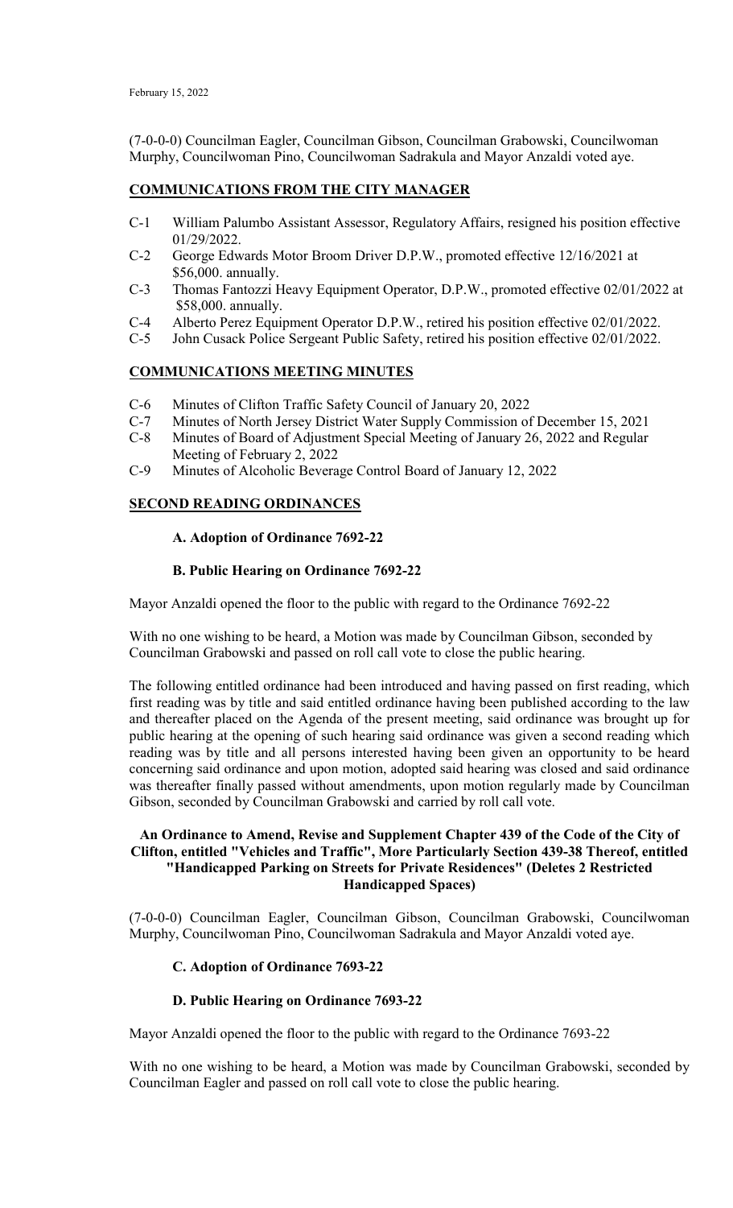(7-0-0-0) Councilman Eagler, Councilman Gibson, Councilman Grabowski, Councilwoman Murphy, Councilwoman Pino, Councilwoman Sadrakula and Mayor Anzaldi voted aye.

## COMMUNICATIONS FROM THE CITY MANAGER

- C-1 William Palumbo Assistant Assessor, Regulatory Affairs, resigned his position effective 01/29/2022.
- C-2 George Edwards Motor Broom Driver D.P.W., promoted effective 12/16/2021 at \$56,000. annually.
- C-3 Thomas Fantozzi Heavy Equipment Operator, D.P.W., promoted effective 02/01/2022 at \$58,000. annually.
- C-4 Alberto Perez Equipment Operator D.P.W., retired his position effective 02/01/2022.
- C-5 John Cusack Police Sergeant Public Safety, retired his position effective 02/01/2022.

## COMMUNICATIONS MEETING MINUTES

- C-6 Minutes of Clifton Traffic Safety Council of January 20, 2022
- C-7 Minutes of North Jersey District Water Supply Commission of December 15, 2021
- C-8 Minutes of Board of Adjustment Special Meeting of January 26, 2022 and Regular Meeting of February 2, 2022
- C-9 Minutes of Alcoholic Beverage Control Board of January 12, 2022

## SECOND READING ORDINANCES

### A. Adoption of Ordinance 7692-22

### B. Public Hearing on Ordinance 7692-22

Mayor Anzaldi opened the floor to the public with regard to the Ordinance 7692-22

With no one wishing to be heard, a Motion was made by Councilman Gibson, seconded by Councilman Grabowski and passed on roll call vote to close the public hearing.

The following entitled ordinance had been introduced and having passed on first reading, which first reading was by title and said entitled ordinance having been published according to the law and thereafter placed on the Agenda of the present meeting, said ordinance was brought up for public hearing at the opening of such hearing said ordinance was given a second reading which reading was by title and all persons interested having been given an opportunity to be heard concerning said ordinance and upon motion, adopted said hearing was closed and said ordinance was thereafter finally passed without amendments, upon motion regularly made by Councilman Gibson, seconded by Councilman Grabowski and carried by roll call vote.

**An Ordinance to Amend, Revise and Supplement Chapter 439 of the Code of the City of Clifton, entitled "Vehicles and Traffic", More Particularly Section 439-38 Thereof, entitled "Handicapped Parking on Streets for Private Residences" (Deletes 2 Restricted Handicapped Spaces)**

(7-0-0-0) Councilman Eagler, Councilman Gibson, Councilman Grabowski, Councilwoman Murphy, Councilwoman Pino, Councilwoman Sadrakula and Mayor Anzaldi voted aye.

### C. Adoption of Ordinance 7693-22

### D. Public Hearing on Ordinance 7693-22

Mayor Anzaldi opened the floor to the public with regard to the Ordinance 7693-22

With no one wishing to be heard, a Motion was made by Councilman Grabowski, seconded by Councilman Eagler and passed on roll call vote to close the public hearing.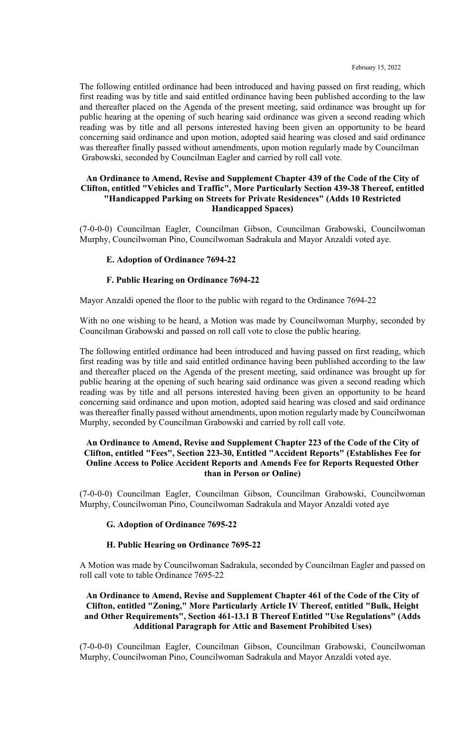The following entitled ordinance had been introduced and having passed on first reading, which first reading was by title and said entitled ordinance having been published according to the law and thereafter placed on the Agenda of the present meeting, said ordinance was brought up for public hearing at the opening of such hearing said ordinance was given a second reading which reading was by title and all persons interested having been given an opportunity to be heard concerning said ordinance and upon motion, adopted said hearing was closed and said ordinance was thereafter finally passed without amendments, upon motion regularly made by Councilman Grabowski, seconded by Councilman Eagler and carried by roll call vote.

**An Ordinance to Amend, Revise and Supplement Chapter 439 of the Code of the City of Clifton, entitled "Vehicles and Traffic", More Particularly Section 439-38 Thereof, entitled "Handicapped Parking on Streets for Private Residences" (Adds 10 Restricted Handicapped Spaces)**

(7-0-0-0) Councilman Eagler, Councilman Gibson, Councilman Grabowski, Councilwoman Murphy, Councilwoman Pino, Councilwoman Sadrakula and Mayor Anzaldi voted aye.

**E. Adoption of Ordinance 7694-22**

**F. Public Hearing on Ordinance 7694-22**

Mayor Anzaldi opened the floor to the public with regard to the Ordinance 7694-22

With no one wishing to be heard, a Motion was made by Councilwoman Murphy, seconded by Councilman Grabowski and passed on roll call vote to close the public hearing.

The following entitled ordinance had been introduced and having passed on first reading, which first reading was by title and said entitled ordinance having been published according to the law and thereafter placed on the Agenda of the present meeting, said ordinance was brought up for public hearing at the opening of such hearing said ordinance was given a second reading which reading was by title and all persons interested having been given an opportunity to be heard concerning said ordinance and upon motion, adopted said hearing was closed and said ordinance was thereafter finally passed without amendments, upon motion regularly made by Councilwoman Murphy, seconded by Councilman Grabowski and carried by roll call vote.

**An Ordinance to Amend, Revise and Supplement Chapter 223 of the Code of the City of Clifton, entitled "Fees", Section 223-30, Entitled "Accident Reports" (Establishes Fee for Online Access to Police Accident Reports and Amends Fee for Reports Requested Other than in Person or Online)**

(7-0-0-0) Councilman Eagler, Councilman Gibson, Councilman Grabowski, Councilwoman Murphy, Councilwoman Pino, Councilwoman Sadrakula and Mayor Anzaldi voted aye

**G. Adoption of Ordinance 7695-22**

**H. Public Hearing on Ordinance 7695-22**

A Motion was made by Councilwoman Sadrakula, seconded by Councilman Eagler and passed on roll call vote to table Ordinance 7695-22

**An Ordinance to Amend, Revise and Supplement Chapter 461 of the Code of the City of Clifton, entitled "Zoning," More Particularly Article IV Thereof, entitled "Bulk, Height and Other Requirements", Section 461-13.1 B Thereof Entitled "Use Regulations" (Adds Additional Paragraph for Attic and Basement Prohibited Uses)**

(7-0-0-0) Councilman Eagler, Councilman Gibson, Councilman Grabowski, Councilwoman Murphy, Councilwoman Pino, Councilwoman Sadrakula and Mayor Anzaldi voted aye.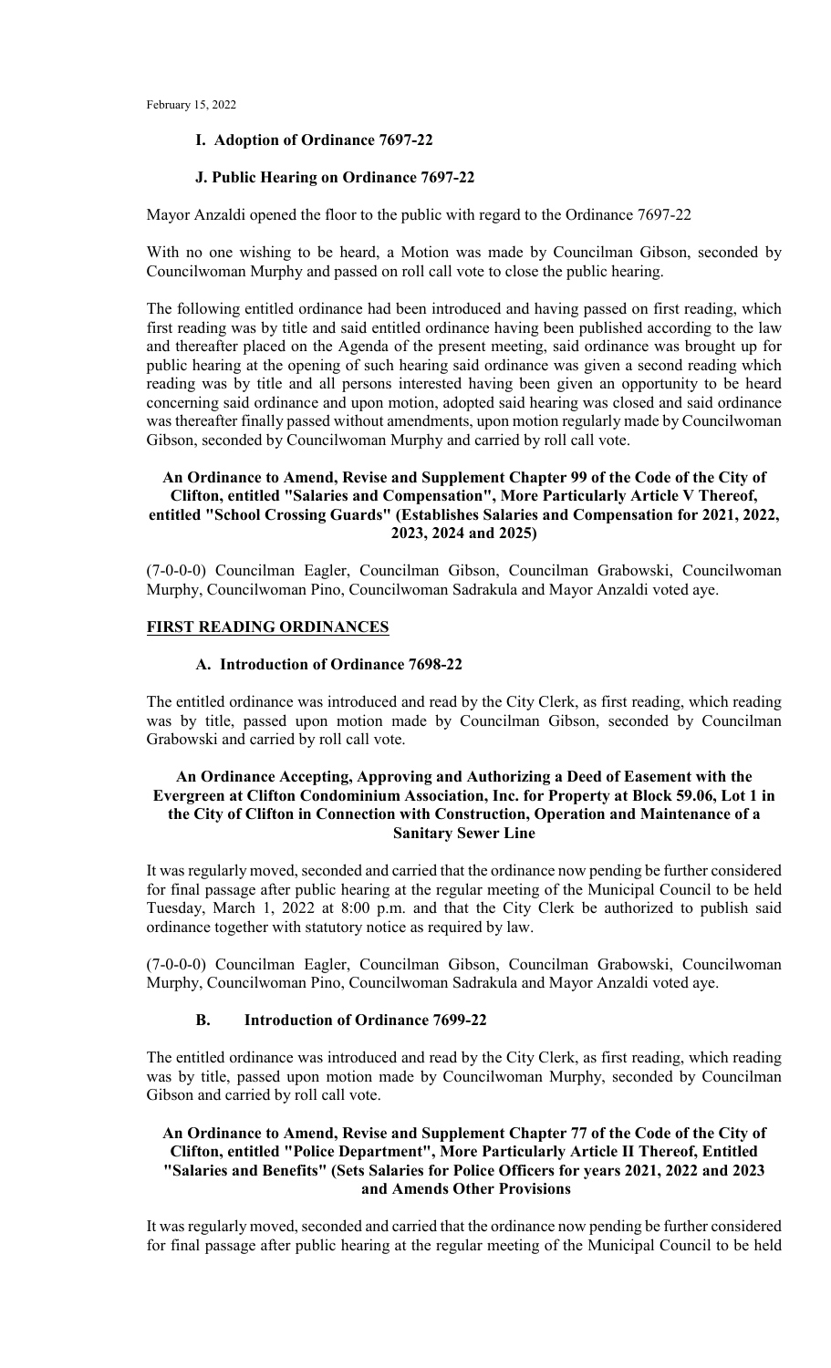February 15, 2022

**I. Adoption of Ordinance 7697-22**

**J. Public Hearing on Ordinance 7697-22**

Mayor Anzaldi opened the floor to the public with regard to the Ordinance 7697-22

With no one wishing to be heard, a Motion was made by Councilman Gibson, seconded by Councilwoman Murphy and passed on roll call vote to close the public hearing.

The following entitled ordinance had been introduced and having passed on first reading, which first reading was by title and said entitled ordinance having been published according to the law and thereafter placed on the Agenda of the present meeting, said ordinance was brought up for public hearing at the opening of such hearing said ordinance was given a second reading which reading was by title and all persons interested having been given an opportunity to be heard concerning said ordinance and upon motion, adopted said hearing was closed and said ordinance was thereafter finally passed without amendments, upon motion regularly made by Councilwoman Gibson, seconded by Councilwoman Murphy and carried by roll call vote.

**An Ordinance to Amend, Revise and Supplement Chapter 99 of the Code of the City of Clifton, entitled "Salaries and Compensation", More Particularly Article V Thereof, entitled "School Crossing Guards" (Establishes Salaries and Compensation for 2021, 2022, 2023, 2024 and 2025)**

(7-0-0-0) Councilman Eagler, Councilman Gibson, Councilman Grabowski, Councilwoman Murphy, Councilwoman Pino, Councilwoman Sadrakula and Mayor Anzaldi voted aye.

**FIRST READING ORDINANCES**

**A. Introduction of Ordinance 7698-22**

The entitled ordinance was introduced and read by the City Clerk, as first reading, which reading was by title, passed upon motion made by Councilman Gibson, seconded by Councilman Grabowski and carried by roll call vote.

**An Ordinance Accepting, Approving and Authorizing a Deed of Easement with the Evergreen at Clifton Condominium Association, Inc. for Property at Block 59.06, Lot 1 in the City of Clifton in Connection with Construction, Operation and Maintenance of a Sanitary Sewer Line**

It was regularly moved, seconded and carried that the ordinance now pending be further considered for final passage after public hearing at the regular meeting of the Municipal Council to be held Tuesday, March 1, 2022 at 8:00 p.m. and that the City Clerk be authorized to publish said ordinance together with statutory notice as required by law.

(7-0-0-0) Councilman Eagler, Councilman Gibson, Councilman Grabowski, Councilwoman Murphy, Councilwoman Pino, Councilwoman Sadrakula and Mayor Anzaldi voted aye.

**B. Introduction of Ordinance 7699-22**

The entitled ordinance was introduced and read by the City Clerk, as first reading, which reading was by title, passed upon motion made by Councilwoman Murphy, seconded by Councilman Gibson and carried by roll call vote.

**An Ordinance to Amend, Revise and Supplement Chapter 77 of the Code of the City of Clifton, entitled "Police Department", More Particularly Article II Thereof, Entitled "Salaries and Benefits" (Sets Salaries for Police Officers for years 2021, 2022 and 2023 and Amends Other Provisions**

It was regularly moved, seconded and carried that the ordinance now pending be further considered for final passage after public hearing at the regular meeting of the Municipal Council to be held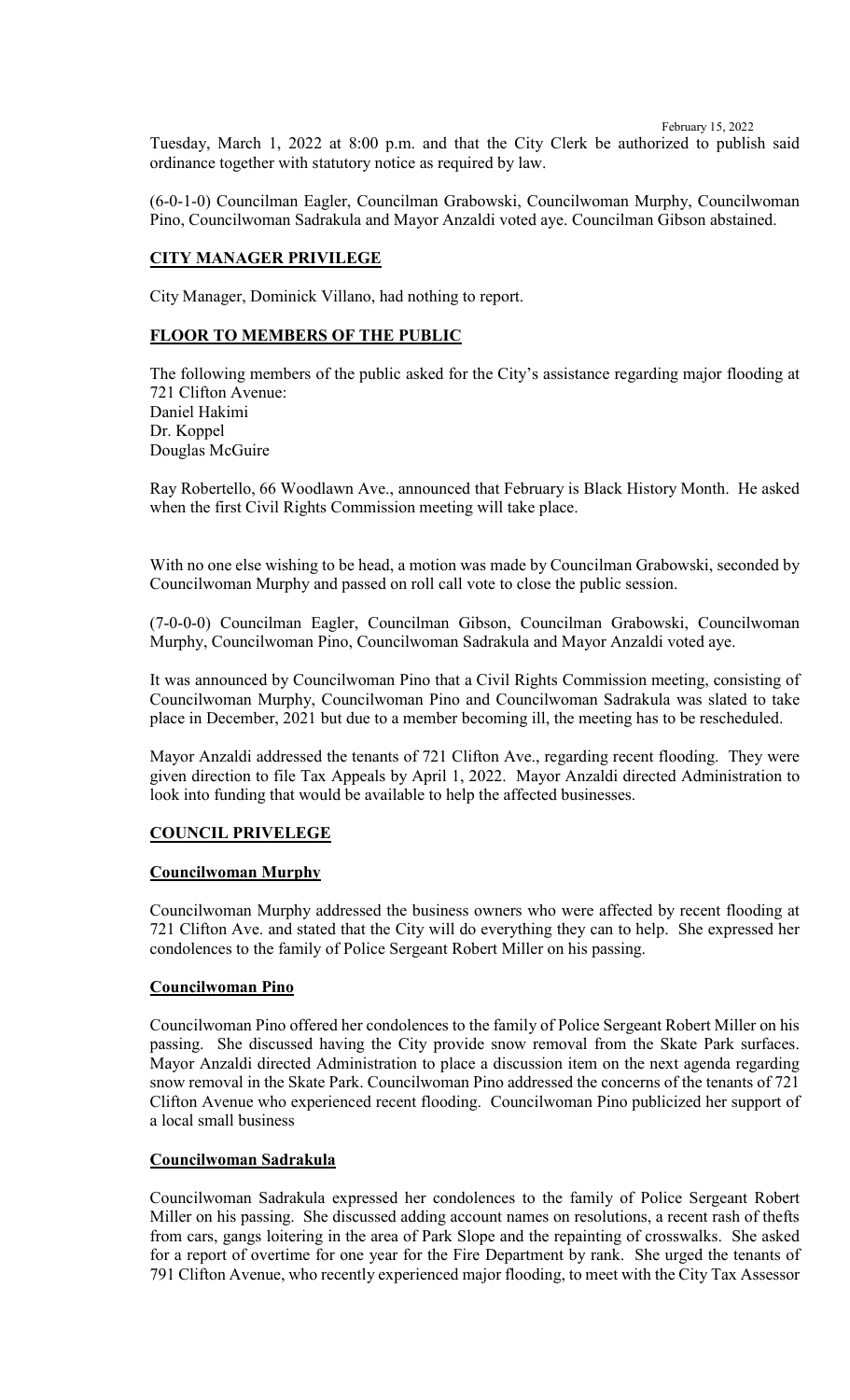Tuesday, March 1, 2022 at 8:00 p.m. and that the City Clerk be authorized to publish said ordinance together with statutory notice as required by law.

(6-0-1-0) Councilman Eagler, Councilman Grabowski, Councilwoman Murphy, Councilwoman Pino, Councilwoman Sadrakula and Mayor Anzaldi voted aye. Councilman Gibson abstained.

## CITY MANAGER PRIVILEGE

City Manager, Dominick Villano, had nothing to report.

## FLOOR TO MEMBERS OF THE PUBLIC

The following members of the public asked for the City's assistance regarding major flooding at 721 Clifton Avenue:
Daniel Hakimi
Dr. Koppel
Douglas McGuire

Ray Robertello, 66 Woodlawn Ave., announced that February is Black History Month. He asked when the first Civil Rights Commission meeting will take place.

With no one else wishing to be head, a motion was made by Councilman Grabowski, seconded by Councilwoman Murphy and passed on roll call vote to close the public session.

(7-0-0-0) Councilman Eagler, Councilman Gibson, Councilman Grabowski, Councilwoman Murphy, Councilwoman Pino, Councilwoman Sadrakula and Mayor Anzaldi voted aye.

It was announced by Councilwoman Pino that a Civil Rights Commission meeting, consisting of Councilwoman Murphy, Councilwoman Pino and Councilwoman Sadrakula was slated to take place in December, 2021 but due to a member becoming ill, the meeting has to be rescheduled.

Mayor Anzaldi addressed the tenants of 721 Clifton Ave., regarding recent flooding. They were given direction to file Tax Appeals by April 1, 2022. Mayor Anzaldi directed Administration to look into funding that would be available to help the affected businesses.

## COUNCIL PRIVELEGE

### Councilwoman Murphy

Councilwoman Murphy addressed the business owners who were affected by recent flooding at 721 Clifton Ave. and stated that the City will do everything they can to help. She expressed her condolences to the family of Police Sergeant Robert Miller on his passing.

### Councilwoman Pino

Councilwoman Pino offered her condolences to the family of Police Sergeant Robert Miller on his passing. She discussed having the City provide snow removal from the Skate Park surfaces. Mayor Anzaldi directed Administration to place a discussion item on the next agenda regarding snow removal in the Skate Park. Councilwoman Pino addressed the concerns of the tenants of 721 Clifton Avenue who experienced recent flooding. Councilwoman Pino publicized her support of a local small business

### Councilwoman Sadrakula

Councilwoman Sadrakula expressed her condolences to the family of Police Sergeant Robert Miller on his passing. She discussed adding account names on resolutions, a recent rash of thefts from cars, gangs loitering in the area of Park Slope and the repainting of crosswalks. She asked for a report of overtime for one year for the Fire Department by rank. She urged the tenants of 791 Clifton Avenue, who recently experienced major flooding, to meet with the City Tax Assessor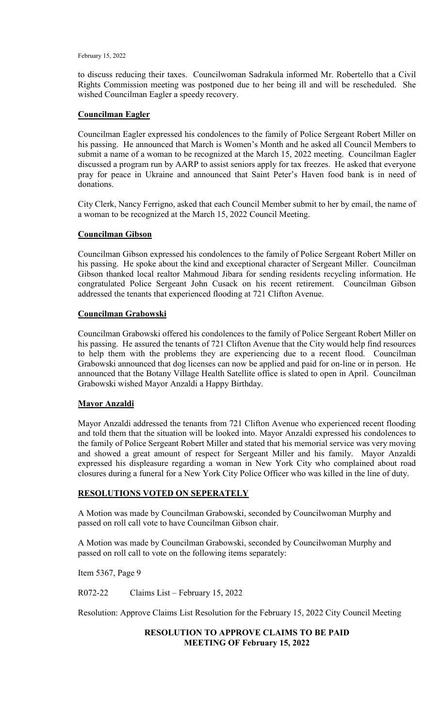to discuss reducing their taxes. Councilwoman Sadrakula informed Mr. Robertello that a Civil Rights Commission meeting was postponed due to her being ill and will be rescheduled. She wished Councilman Eagler a speedy recovery.

**Councilman Eagler**

Councilman Eagler expressed his condolences to the family of Police Sergeant Robert Miller on his passing. He announced that March is Women's Month and he asked all Council Members to submit a name of a woman to be recognized at the March 15, 2022 meeting. Councilman Eagler discussed a program run by AARP to assist seniors apply for tax freezes. He asked that everyone pray for peace in Ukraine and announced that Saint Peter's Haven food bank is in need of donations.

City Clerk, Nancy Ferrigno, asked that each Council Member submit to her by email, the name of a woman to be recognized at the March 15, 2022 Council Meeting.

**Councilman Gibson**

Councilman Gibson expressed his condolences to the family of Police Sergeant Robert Miller on his passing. He spoke about the kind and exceptional character of Sergeant Miller. Councilman Gibson thanked local realtor Mahmoud Jibara for sending residents recycling information. He congratulated Police Sergeant John Cusack on his recent retirement. Councilman Gibson addressed the tenants that experienced flooding at 721 Clifton Avenue.

**Councilman Grabowski**

Councilman Grabowski offered his condolences to the family of Police Sergeant Robert Miller on his passing. He assured the tenants of 721 Clifton Avenue that the City would help find resources to help them with the problems they are experiencing due to a recent flood. Councilman Grabowski announced that dog licenses can now be applied and paid for on-line or in person. He announced that the Botany Village Health Satellite office is slated to open in April. Councilman Grabowski wished Mayor Anzaldi a Happy Birthday.

**Mayor Anzaldi**

Mayor Anzaldi addressed the tenants from 721 Clifton Avenue who experienced recent flooding and told them that the situation will be looked into. Mayor Anzaldi expressed his condolences to the family of Police Sergeant Robert Miller and stated that his memorial service was very moving and showed a great amount of respect for Sergeant Miller and his family. Mayor Anzaldi expressed his displeasure regarding a woman in New York City who complained about road closures during a funeral for a New York City Police Officer who was killed in the line of duty.

**RESOLUTIONS VOTED ON SEPERATELY**

A Motion was made by Councilman Grabowski, seconded by Councilwoman Murphy and passed on roll call vote to have Councilman Gibson chair.

A Motion was made by Councilman Grabowski, seconded by Councilwoman Murphy and passed on roll call to vote on the following items separately:

Item 5367, Page 9

R072-22 Claims List – February 15, 2022

Resolution: Approve Claims List Resolution for the February 15, 2022 City Council Meeting

**RESOLUTION TO APPROVE CLAIMS TO BE PAID**
**MEETING OF February 15, 2022**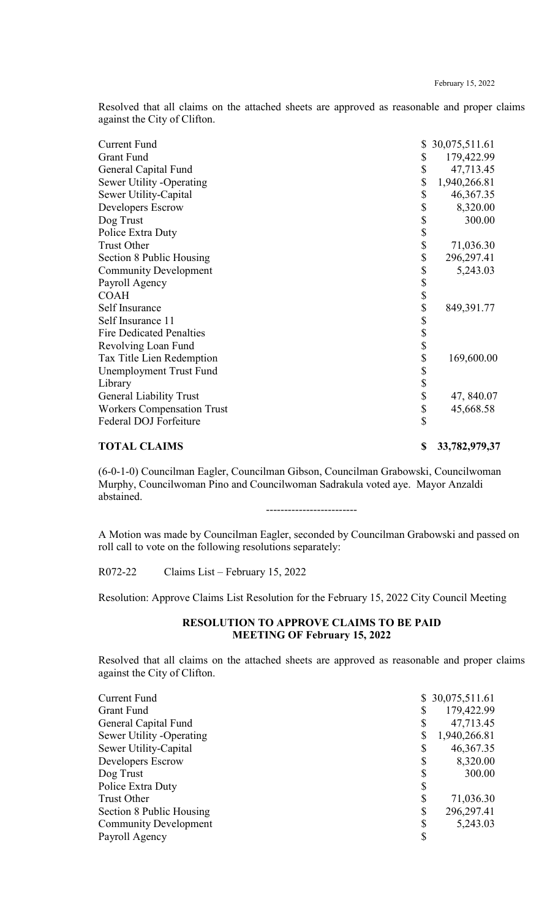Resolved that all claims on the attached sheets are approved as reasonable and proper claims against the City of Clifton.

| | |
|---|---|
| Current Fund | $ 30,075,511.61 |
| Grant Fund | $ 179,422.99 |
| General Capital Fund | $ 47,713.45 |
| Sewer Utility -Operating | $ 1,940,266.81 |
| Sewer Utility-Capital | $ 46,367.35 |
| Developers Escrow | $ 8,320.00 |
| Dog Trust | $ 300.00 |
| Police Extra Duty | $ |
| Trust Other | $ 71,036.30 |
| Section 8 Public Housing | $ 296,297.41 |
| Community Development | $ 5,243.03 |
| Payroll Agency | $ |
| COAH | $ |
| Self Insurance | $ 849,391.77 |
| Self Insurance 11 | $ |
| Fire Dedicated Penalties | $ |
| Revolving Loan Fund | $ |
| Tax Title Lien Redemption | $ 169,600.00 |
| Unemployment Trust Fund | $ |
| Library | $ |
| General Liability Trust | $ 47, 840.07 |
| Workers Compensation Trust | $ 45,668.58 |
| Federal DOJ Forfeiture | $ |
| **TOTAL CLAIMS** | **$ 33,782,979,37** |

(6-0-1-0) Councilman Eagler, Councilman Gibson, Councilman Grabowski, Councilwoman Murphy, Councilwoman Pino and Councilwoman Sadrakula voted aye. Mayor Anzaldi abstained.

-------------------------

A Motion was made by Councilman Eagler, seconded by Councilman Grabowski and passed on roll call to vote on the following resolutions separately:

R072-22 Claims List – February 15, 2022

Resolution: Approve Claims List Resolution for the February 15, 2022 City Council Meeting

**RESOLUTION TO APPROVE CLAIMS TO BE PAID**
**MEETING OF February 15, 2022**

Resolved that all claims on the attached sheets are approved as reasonable and proper claims against the City of Clifton.

| | |
|---|---|
| Current Fund | $ 30,075,511.61 |
| Grant Fund | $ 179,422.99 |
| General Capital Fund | $ 47,713.45 |
| Sewer Utility -Operating | $ 1,940,266.81 |
| Sewer Utility-Capital | $ 46,367.35 |
| Developers Escrow | $ 8,320.00 |
| Dog Trust | $ 300.00 |
| Police Extra Duty | $ |
| Trust Other | $ 71,036.30 |
| Section 8 Public Housing | $ 296,297.41 |
| Community Development | $ 5,243.03 |
| Payroll Agency | $ |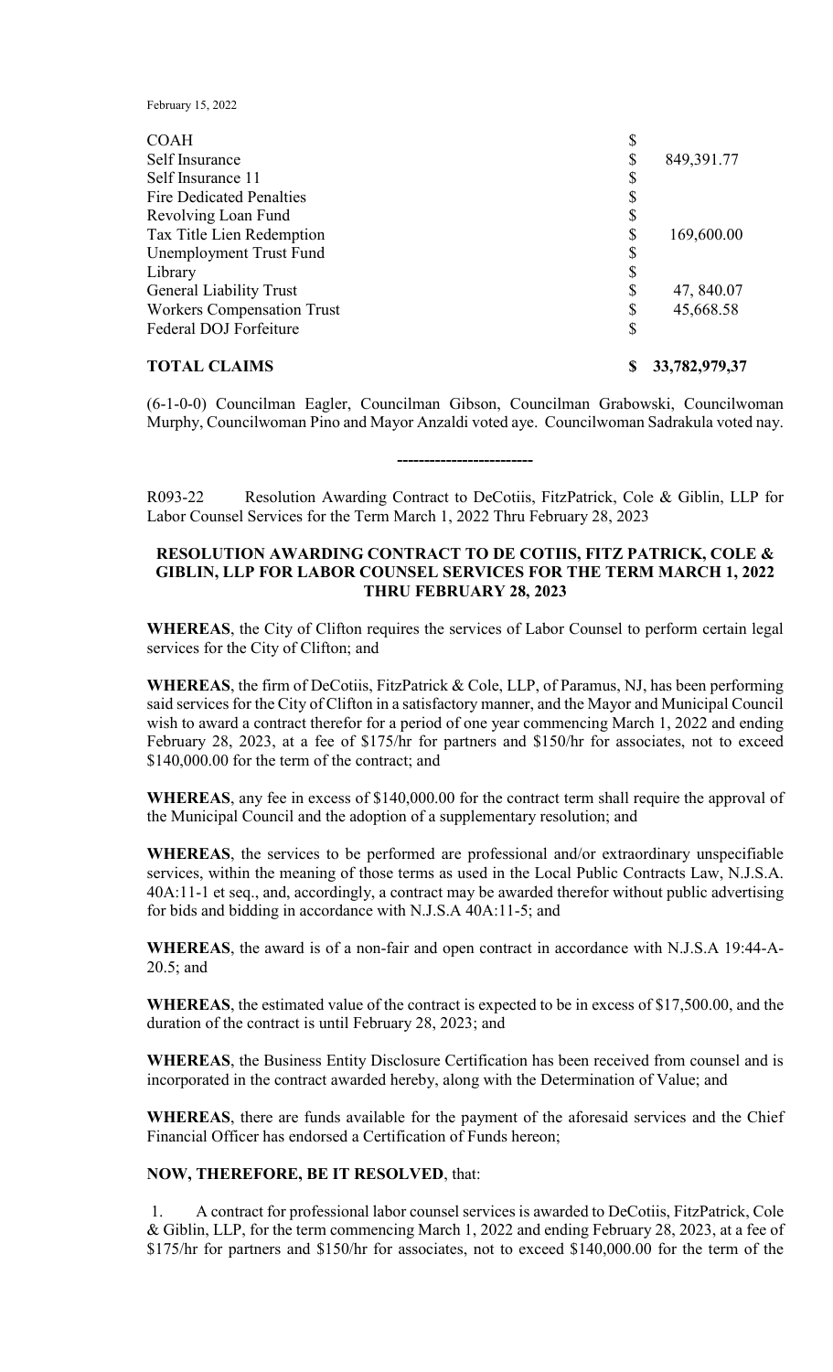February 15, 2022

| | | |
|---|---|---|
| COAH | $ | |
| Self Insurance | $ | 849,391.77 |
| Self Insurance 11 | $ | |
| Fire Dedicated Penalties | $ | |
| Revolving Loan Fund | $ | |
| Tax Title Lien Redemption | $ | 169,600.00 |
| Unemployment Trust Fund | $ | |
| Library | $ | |
| General Liability Trust | $ | 47, 840.07 |
| Workers Compensation Trust | $ | 45,668.58 |
| Federal DOJ Forfeiture | $ | |
| **TOTAL CLAIMS** | **$** | **33,782,979,37** |

(6-1-0-0) Councilman Eagler, Councilman Gibson, Councilman Grabowski, Councilwoman Murphy, Councilwoman Pino and Mayor Anzaldi voted aye. Councilwoman Sadrakula voted nay.

**------------------------**

R093-22 Resolution Awarding Contract to DeCotiis, FitzPatrick, Cole & Giblin, LLP for Labor Counsel Services for the Term March 1, 2022 Thru February 28, 2023

**RESOLUTION AWARDING CONTRACT TO DE COTIIS, FITZ PATRICK, COLE & GIBLIN, LLP FOR LABOR COUNSEL SERVICES FOR THE TERM MARCH 1, 2022 THRU FEBRUARY 28, 2023**

**WHEREAS**, the City of Clifton requires the services of Labor Counsel to perform certain legal services for the City of Clifton; and

**WHEREAS**, the firm of DeCotiis, FitzPatrick & Cole, LLP, of Paramus, NJ, has been performing said services for the City of Clifton in a satisfactory manner, and the Mayor and Municipal Council wish to award a contract therefor for a period of one year commencing March 1, 2022 and ending February 28, 2023, at a fee of $175/hr for partners and $150/hr for associates, not to exceed $140,000.00 for the term of the contract; and

**WHEREAS**, any fee in excess of $140,000.00 for the contract term shall require the approval of the Municipal Council and the adoption of a supplementary resolution; and

**WHEREAS**, the services to be performed are professional and/or extraordinary unspecifiable services, within the meaning of those terms as used in the Local Public Contracts Law, N.J.S.A. 40A:11-1 et seq., and, accordingly, a contract may be awarded therefor without public advertising for bids and bidding in accordance with N.J.S.A 40A:11-5; and

**WHEREAS**, the award is of a non-fair and open contract in accordance with N.J.S.A 19:44-A-20.5; and

**WHEREAS**, the estimated value of the contract is expected to be in excess of $17,500.00, and the duration of the contract is until February 28, 2023; and

**WHEREAS**, the Business Entity Disclosure Certification has been received from counsel and is incorporated in the contract awarded hereby, along with the Determination of Value; and

**WHEREAS**, there are funds available for the payment of the aforesaid services and the Chief Financial Officer has endorsed a Certification of Funds hereon;

**NOW, THEREFORE, BE IT RESOLVED**, that:

1. A contract for professional labor counsel services is awarded to DeCotiis, FitzPatrick, Cole & Giblin, LLP, for the term commencing March 1, 2022 and ending February 28, 2023, at a fee of $175/hr for partners and $150/hr for associates, not to exceed $140,000.00 for the term of the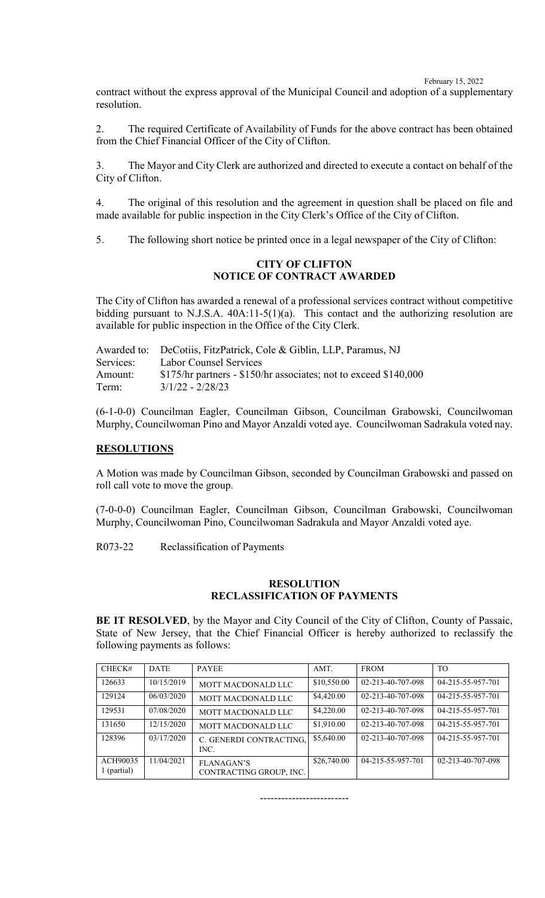contract without the express approval of the Municipal Council and adoption of a supplementary resolution.

2. The required Certificate of Availability of Funds for the above contract has been obtained from the Chief Financial Officer of the City of Clifton.

3. The Mayor and City Clerk are authorized and directed to execute a contact on behalf of the City of Clifton.

4. The original of this resolution and the agreement in question shall be placed on file and made available for public inspection in the City Clerk's Office of the City of Clifton.

5. The following short notice be printed once in a legal newspaper of the City of Clifton:

**CITY OF CLIFTON**
**NOTICE OF CONTRACT AWARDED**

The City of Clifton has awarded a renewal of a professional services contract without competitive bidding pursuant to N.J.S.A. 40A:11-5(1)(a). This contact and the authorizing resolution are available for public inspection in the Office of the City Clerk.

Awarded to: DeCotiis, FitzPatrick, Cole & Giblin, LLP, Paramus, NJ
Services: Labor Counsel Services
Amount: $175/hr partners - $150/hr associates; not to exceed $140,000
Term: 3/1/22 - 2/28/23

(6-1-0-0) Councilman Eagler, Councilman Gibson, Councilman Grabowski, Councilwoman Murphy, Councilwoman Pino and Mayor Anzaldi voted aye. Councilwoman Sadrakula voted nay.

## RESOLUTIONS

A Motion was made by Councilman Gibson, seconded by Councilman Grabowski and passed on roll call vote to move the group.

(7-0-0-0) Councilman Eagler, Councilman Gibson, Councilman Grabowski, Councilwoman Murphy, Councilwoman Pino, Councilwoman Sadrakula and Mayor Anzaldi voted aye.

R073-22 Reclassification of Payments

**RESOLUTION**
**RECLASSIFICATION OF PAYMENTS**

**BE IT RESOLVED**, by the Mayor and City Council of the City of Clifton, County of Passaic, State of New Jersey, that the Chief Financial Officer is hereby authorized to reclassify the following payments as follows:

| CHECK# | DATE | PAYEE | AMT. | FROM | TO |
|---|---|---|---|---|---|
| 126633 | 10/15/2019 | MOTT MACDONALD LLC | $10,550.00 | 02-213-40-707-098 | 04-215-55-957-701 |
| 129124 | 06/03/2020 | MOTT MACDONALD LLC | $4,420.00 | 02-213-40-707-098 | 04-215-55-957-701 |
| 129531 | 07/08/2020 | MOTT MACDONALD LLC | $4,220.00 | 02-213-40-707-098 | 04-215-55-957-701 |
| 131650 | 12/15/2020 | MOTT MACDONALD LLC | $1,910.00 | 02-213-40-707-098 | 04-215-55-957-701 |
| 128396 | 03/17/2020 | C. GENERDI CONTRACTING, INC. | $5,640.00 | 02-213-40-707-098 | 04-215-55-957-701 |
| ACH900351 (partial) | 11/04/2021 | FLANAGAN'S CONTRACTING GROUP, INC. | $26,740.00 | 04-215-55-957-701 | 02-213-40-707-098 |

-------------------------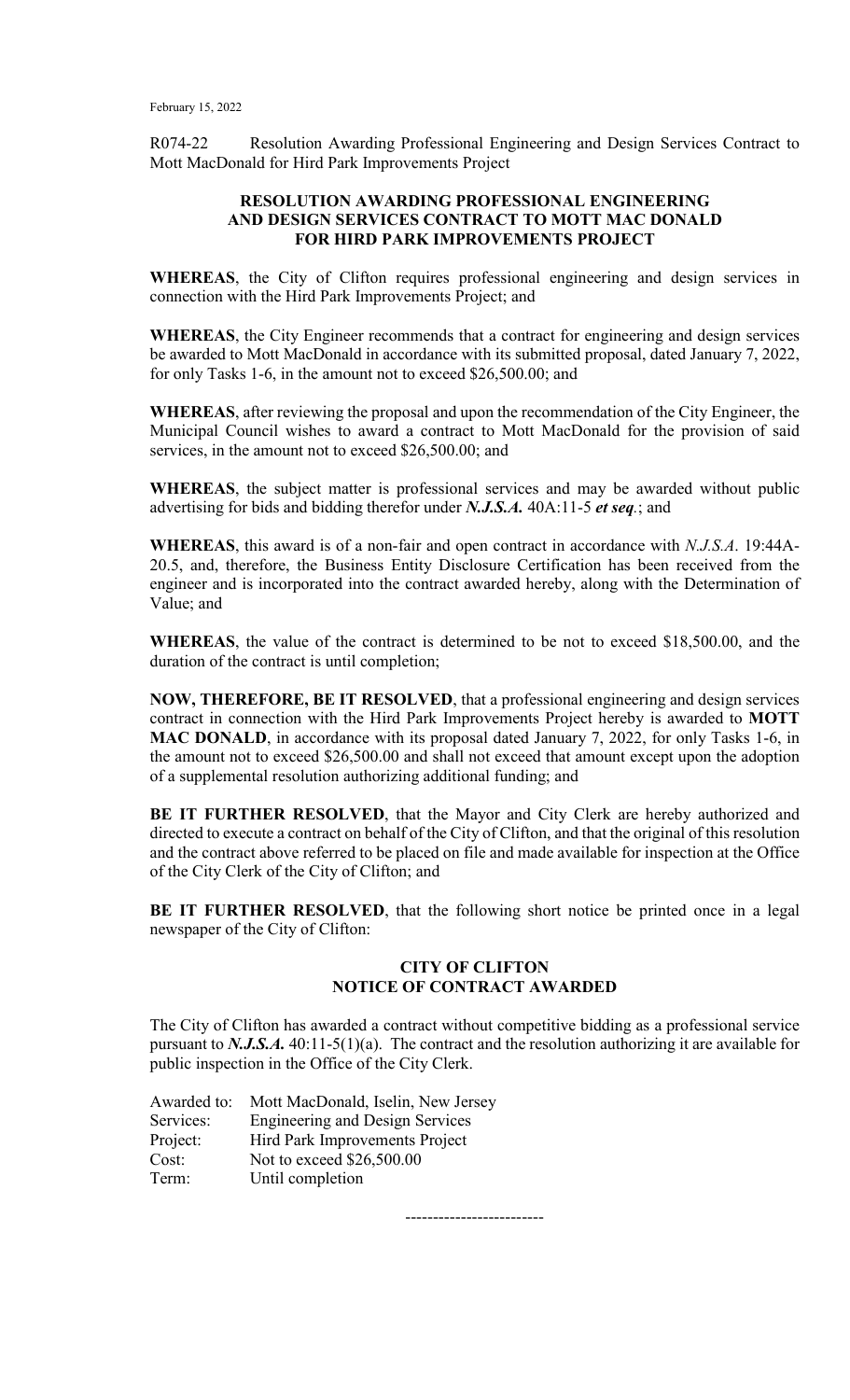February 15, 2022

R074-22 Resolution Awarding Professional Engineering and Design Services Contract to Mott MacDonald for Hird Park Improvements Project

**RESOLUTION AWARDING PROFESSIONAL ENGINEERING AND DESIGN SERVICES CONTRACT TO MOTT MAC DONALD FOR HIRD PARK IMPROVEMENTS PROJECT**

**WHEREAS**, the City of Clifton requires professional engineering and design services in connection with the Hird Park Improvements Project; and

**WHEREAS**, the City Engineer recommends that a contract for engineering and design services be awarded to Mott MacDonald in accordance with its submitted proposal, dated January 7, 2022, for only Tasks 1-6, in the amount not to exceed $26,500.00; and

**WHEREAS**, after reviewing the proposal and upon the recommendation of the City Engineer, the Municipal Council wishes to award a contract to Mott MacDonald for the provision of said services, in the amount not to exceed $26,500.00; and

**WHEREAS**, the subject matter is professional services and may be awarded without public advertising for bids and bidding therefor under ***N.J.S.A.*** 40A:11-5 ***et seq***.; and

**WHEREAS**, this award is of a non-fair and open contract in accordance with *N.J.S.A*. 19:44A-20.5, and, therefore, the Business Entity Disclosure Certification has been received from the engineer and is incorporated into the contract awarded hereby, along with the Determination of Value; and

**WHEREAS**, the value of the contract is determined to be not to exceed $18,500.00, and the duration of the contract is until completion;

**NOW, THEREFORE, BE IT RESOLVED**, that a professional engineering and design services contract in connection with the Hird Park Improvements Project hereby is awarded to **MOTT MAC DONALD**, in accordance with its proposal dated January 7, 2022, for only Tasks 1-6, in the amount not to exceed $26,500.00 and shall not exceed that amount except upon the adoption of a supplemental resolution authorizing additional funding; and

**BE IT FURTHER RESOLVED**, that the Mayor and City Clerk are hereby authorized and directed to execute a contract on behalf of the City of Clifton, and that the original of this resolution and the contract above referred to be placed on file and made available for inspection at the Office of the City Clerk of the City of Clifton; and

**BE IT FURTHER RESOLVED**, that the following short notice be printed once in a legal newspaper of the City of Clifton:

**CITY OF CLIFTON**
**NOTICE OF CONTRACT AWARDED**

The City of Clifton has awarded a contract without competitive bidding as a professional service pursuant to ***N.J.S.A.*** 40:11-5(1)(a). The contract and the resolution authorizing it are available for public inspection in the Office of the City Clerk.

Awarded to: Mott MacDonald, Iselin, New Jersey
Services: Engineering and Design Services
Project: Hird Park Improvements Project
Cost: Not to exceed $26,500.00
Term: Until completion

-------------------------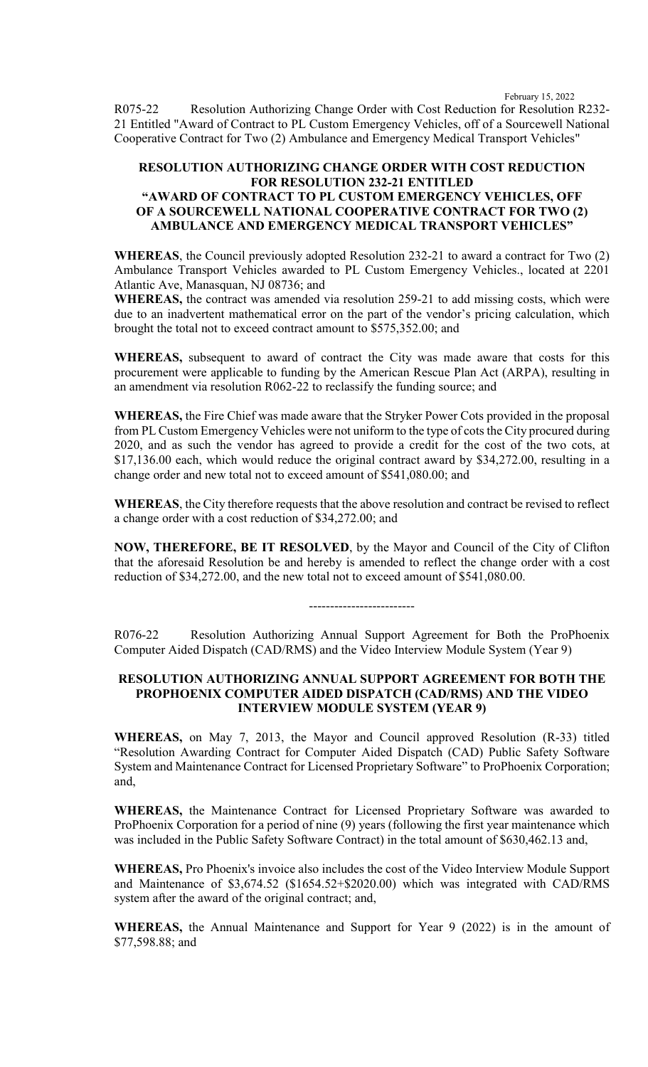February 15, 2022

R075-22 Resolution Authorizing Change Order with Cost Reduction for Resolution R232-21 Entitled "Award of Contract to PL Custom Emergency Vehicles, off of a Sourcewell National Cooperative Contract for Two (2) Ambulance and Emergency Medical Transport Vehicles"

**RESOLUTION AUTHORIZING CHANGE ORDER WITH COST REDUCTION FOR RESOLUTION 232-21 ENTITLED "AWARD OF CONTRACT TO PL CUSTOM EMERGENCY VEHICLES, OFF OF A SOURCEWELL NATIONAL COOPERATIVE CONTRACT FOR TWO (2) AMBULANCE AND EMERGENCY MEDICAL TRANSPORT VEHICLES"**

**WHEREAS**, the Council previously adopted Resolution 232-21 to award a contract for Two (2) Ambulance Transport Vehicles awarded to PL Custom Emergency Vehicles., located at 2201 Atlantic Ave, Manasquan, NJ 08736; and

**WHEREAS,** the contract was amended via resolution 259-21 to add missing costs, which were due to an inadvertent mathematical error on the part of the vendor's pricing calculation, which brought the total not to exceed contract amount to $575,352.00; and

**WHEREAS,** subsequent to award of contract the City was made aware that costs for this procurement were applicable to funding by the American Rescue Plan Act (ARPA), resulting in an amendment via resolution R062-22 to reclassify the funding source; and

**WHEREAS,** the Fire Chief was made aware that the Stryker Power Cots provided in the proposal from PL Custom Emergency Vehicles were not uniform to the type of cots the City procured during 2020, and as such the vendor has agreed to provide a credit for the cost of the two cots, at $17,136.00 each, which would reduce the original contract award by $34,272.00, resulting in a change order and new total not to exceed amount of $541,080.00; and

**WHEREAS**, the City therefore requests that the above resolution and contract be revised to reflect a change order with a cost reduction of $34,272.00; and

**NOW, THEREFORE, BE IT RESOLVED**, by the Mayor and Council of the City of Clifton that the aforesaid Resolution be and hereby is amended to reflect the change order with a cost reduction of $34,272.00, and the new total not to exceed amount of $541,080.00.

-------------------------

R076-22 Resolution Authorizing Annual Support Agreement for Both the ProPhoenix Computer Aided Dispatch (CAD/RMS) and the Video Interview Module System (Year 9)

**RESOLUTION AUTHORIZING ANNUAL SUPPORT AGREEMENT FOR BOTH THE PROPHOENIX COMPUTER AIDED DISPATCH (CAD/RMS) AND THE VIDEO INTERVIEW MODULE SYSTEM (YEAR 9)**

**WHEREAS,** on May 7, 2013, the Mayor and Council approved Resolution (R-33) titled "Resolution Awarding Contract for Computer Aided Dispatch (CAD) Public Safety Software System and Maintenance Contract for Licensed Proprietary Software" to ProPhoenix Corporation; and,

**WHEREAS,** the Maintenance Contract for Licensed Proprietary Software was awarded to ProPhoenix Corporation for a period of nine (9) years (following the first year maintenance which was included in the Public Safety Software Contract) in the total amount of $630,462.13 and,

**WHEREAS,** Pro Phoenix's invoice also includes the cost of the Video Interview Module Support and Maintenance of $3,674.52 ($1654.52+$2020.00) which was integrated with CAD/RMS system after the award of the original contract; and,

**WHEREAS,** the Annual Maintenance and Support for Year 9 (2022) is in the amount of $77,598.88; and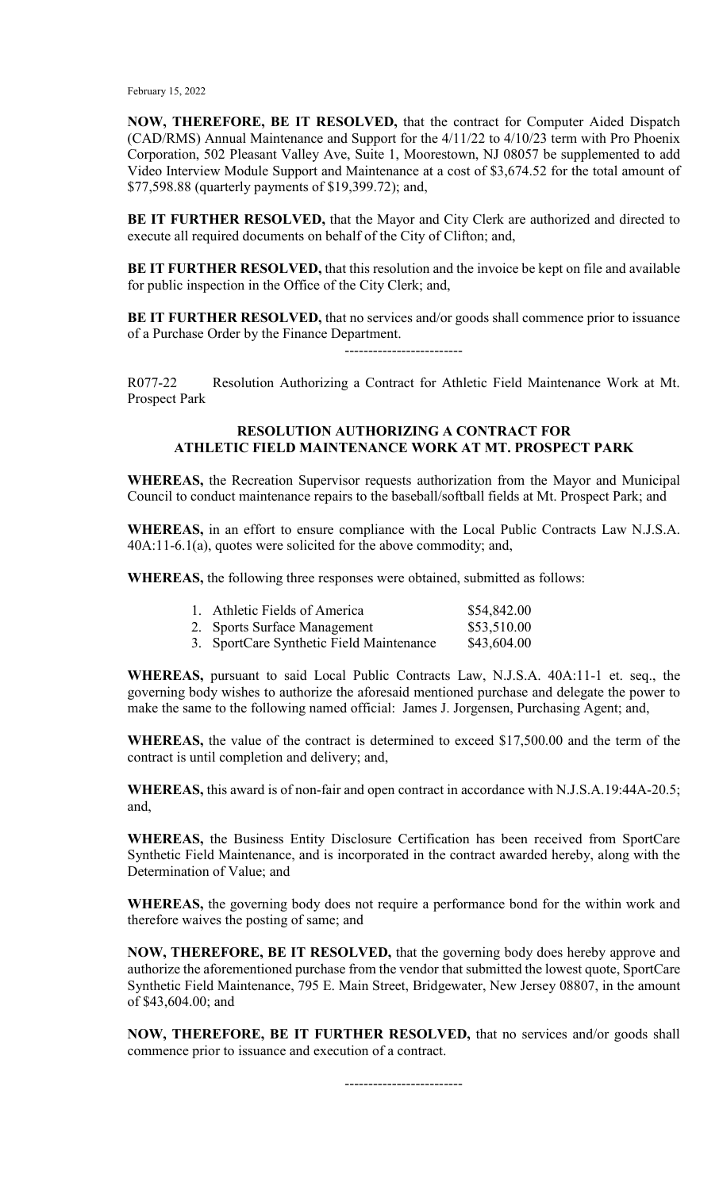February 15, 2022

**NOW, THEREFORE, BE IT RESOLVED,** that the contract for Computer Aided Dispatch (CAD/RMS) Annual Maintenance and Support for the 4/11/22 to 4/10/23 term with Pro Phoenix Corporation, 502 Pleasant Valley Ave, Suite 1, Moorestown, NJ 08057 be supplemented to add Video Interview Module Support and Maintenance at a cost of $3,674.52 for the total amount of $77,598.88 (quarterly payments of $19,399.72); and,

**BE IT FURTHER RESOLVED,** that the Mayor and City Clerk are authorized and directed to execute all required documents on behalf of the City of Clifton; and,

**BE IT FURTHER RESOLVED,** that this resolution and the invoice be kept on file and available for public inspection in the Office of the City Clerk; and,

**BE IT FURTHER RESOLVED,** that no services and/or goods shall commence prior to issuance of a Purchase Order by the Finance Department.

-------------------------

R077-22 Resolution Authorizing a Contract for Athletic Field Maintenance Work at Mt. Prospect Park

**RESOLUTION AUTHORIZING A CONTRACT FOR ATHLETIC FIELD MAINTENANCE WORK AT MT. PROSPECT PARK**

**WHEREAS,** the Recreation Supervisor requests authorization from the Mayor and Municipal Council to conduct maintenance repairs to the baseball/softball fields at Mt. Prospect Park; and

**WHEREAS,** in an effort to ensure compliance with the Local Public Contracts Law N.J.S.A. 40A:11-6.1(a), quotes were solicited for the above commodity; and,

**WHEREAS,** the following three responses were obtained, submitted as follows:

1. Athletic Fields of America $54,842.00
2. Sports Surface Management $53,510.00
3. SportCare Synthetic Field Maintenance $43,604.00

**WHEREAS,** pursuant to said Local Public Contracts Law, N.J.S.A. 40A:11-1 et. seq., the governing body wishes to authorize the aforesaid mentioned purchase and delegate the power to make the same to the following named official: James J. Jorgensen, Purchasing Agent; and,

**WHEREAS,** the value of the contract is determined to exceed $17,500.00 and the term of the contract is until completion and delivery; and,

**WHEREAS,** this award is of non-fair and open contract in accordance with N.J.S.A.19:44A-20.5; and,

**WHEREAS,** the Business Entity Disclosure Certification has been received from SportCare Synthetic Field Maintenance, and is incorporated in the contract awarded hereby, along with the Determination of Value; and

**WHEREAS,** the governing body does not require a performance bond for the within work and therefore waives the posting of same; and

**NOW, THEREFORE, BE IT RESOLVED,** that the governing body does hereby approve and authorize the aforementioned purchase from the vendor that submitted the lowest quote, SportCare Synthetic Field Maintenance, 795 E. Main Street, Bridgewater, New Jersey 08807, in the amount of $43,604.00; and

**NOW, THEREFORE, BE IT FURTHER RESOLVED,** that no services and/or goods shall commence prior to issuance and execution of a contract.

-------------------------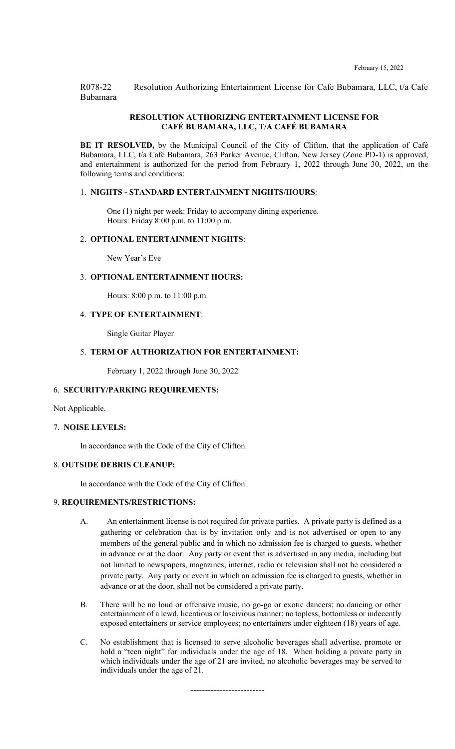February 15, 2022

R078-22 Resolution Authorizing Entertainment License for Cafe Bubamara, LLC, t/a Cafe Bubamara

**RESOLUTION AUTHORIZING ENTERTAINMENT LICENSE FOR CAFÉ BUBAMARA, LLC, T/A CAFÉ BUBAMARA**

**BE IT RESOLVED,** by the Municipal Council of the City of Clifton, that the application of Café Bubamara, LLC, t/a Café Bubamara, 263 Parker Avenue, Clifton, New Jersey (Zone PD-1) is approved, and entertainment is authorized for the period from February 1, 2022 through June 30, 2022, on the following terms and conditions:

1. **NIGHTS - STANDARD ENTERTAINMENT NIGHTS/HOURS**:

   One (1) night per week: Friday to accompany dining experience.
   Hours: Friday 8:00 p.m. to 11:00 p.m.

2. **OPTIONAL ENTERTAINMENT NIGHTS**:

   New Year's Eve

3. **OPTIONAL ENTERTAINMENT HOURS:**

   Hours: 8:00 p.m. to 11:00 p.m.

4. **TYPE OF ENTERTAINMENT**:

   Single Guitar Player

5. **TERM OF AUTHORIZATION FOR ENTERTAINMENT:**

   February 1, 2022 through June 30, 2022

6. **SECURITY/PARKING REQUIREMENTS:**

Not Applicable.

7. **NOISE LEVELS:**

   In accordance with the Code of the City of Clifton.

8. **OUTSIDE DEBRIS CLEANUP:**

   In accordance with the Code of the City of Clifton.

9. **REQUIREMENTS/RESTRICTIONS:**

   A. An entertainment license is not required for private parties. A private party is defined as a gathering or celebration that is by invitation only and is not advertised or open to any members of the general public and in which no admission fee is charged to guests, whether in advance or at the door. Any party or event that is advertised in any media, including but not limited to newspapers, magazines, internet, radio or television shall not be considered a private party. Any party or event in which an admission fee is charged to guests, whether in advance or at the door, shall not be considered a private party.

   B. There will be no loud or offensive music, no go-go or exotic dancers; no dancing or other entertainment of a lewd, licentious or lascivious manner; no topless, bottomless or indecently exposed entertainers or service employees; no entertainers under eighteen (18) years of age.

   C. No establishment that is licensed to serve alcoholic beverages shall advertise, promote or hold a "teen night" for individuals under the age of 18. When holding a private party in which individuals under the age of 21 are invited, no alcoholic beverages may be served to individuals under the age of 21.

-------------------------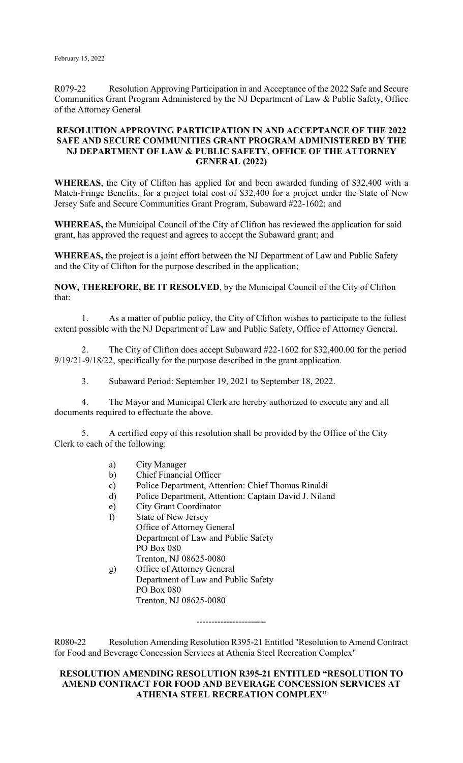February 15, 2022

R079-22 Resolution Approving Participation in and Acceptance of the 2022 Safe and Secure Communities Grant Program Administered by the NJ Department of Law & Public Safety, Office of the Attorney General

**RESOLUTION APPROVING PARTICIPATION IN AND ACCEPTANCE OF THE 2022 SAFE AND SECURE COMMUNITIES GRANT PROGRAM ADMINISTERED BY THE NJ DEPARTMENT OF LAW & PUBLIC SAFETY, OFFICE OF THE ATTORNEY GENERAL (2022)**

**WHEREAS**, the City of Clifton has applied for and been awarded funding of $32,400 with a Match-Fringe Benefits, for a project total cost of $32,400 for a project under the State of New Jersey Safe and Secure Communities Grant Program, Subaward #22-1602; and

**WHEREAS,** the Municipal Council of the City of Clifton has reviewed the application for said grant, has approved the request and agrees to accept the Subaward grant; and

**WHEREAS,** the project is a joint effort between the NJ Department of Law and Public Safety and the City of Clifton for the purpose described in the application;

**NOW, THEREFORE, BE IT RESOLVED**, by the Municipal Council of the City of Clifton that:

1. As a matter of public policy, the City of Clifton wishes to participate to the fullest extent possible with the NJ Department of Law and Public Safety, Office of Attorney General.

2. The City of Clifton does accept Subaward #22-1602 for $32,400.00 for the period 9/19/21-9/18/22, specifically for the purpose described in the grant application.

3. Subaward Period: September 19, 2021 to September 18, 2022.

4. The Mayor and Municipal Clerk are hereby authorized to execute any and all documents required to effectuate the above.

5. A certified copy of this resolution shall be provided by the Office of the City Clerk to each of the following:

   a) City Manager
   b) Chief Financial Officer
   c) Police Department, Attention: Chief Thomas Rinaldi
   d) Police Department, Attention: Captain David J. Niland
   e) City Grant Coordinator
   f) State of New Jersey
      Office of Attorney General
      Department of Law and Public Safety
      PO Box 080
      Trenton, NJ 08625-0080
   g) Office of Attorney General
      Department of Law and Public Safety
      PO Box 080
      Trenton, NJ 08625-0080

-----------------------

R080-22 Resolution Amending Resolution R395-21 Entitled "Resolution to Amend Contract for Food and Beverage Concession Services at Athenia Steel Recreation Complex"

**RESOLUTION AMENDING RESOLUTION R395-21 ENTITLED "RESOLUTION TO AMEND CONTRACT FOR FOOD AND BEVERAGE CONCESSION SERVICES AT ATHENIA STEEL RECREATION COMPLEX"**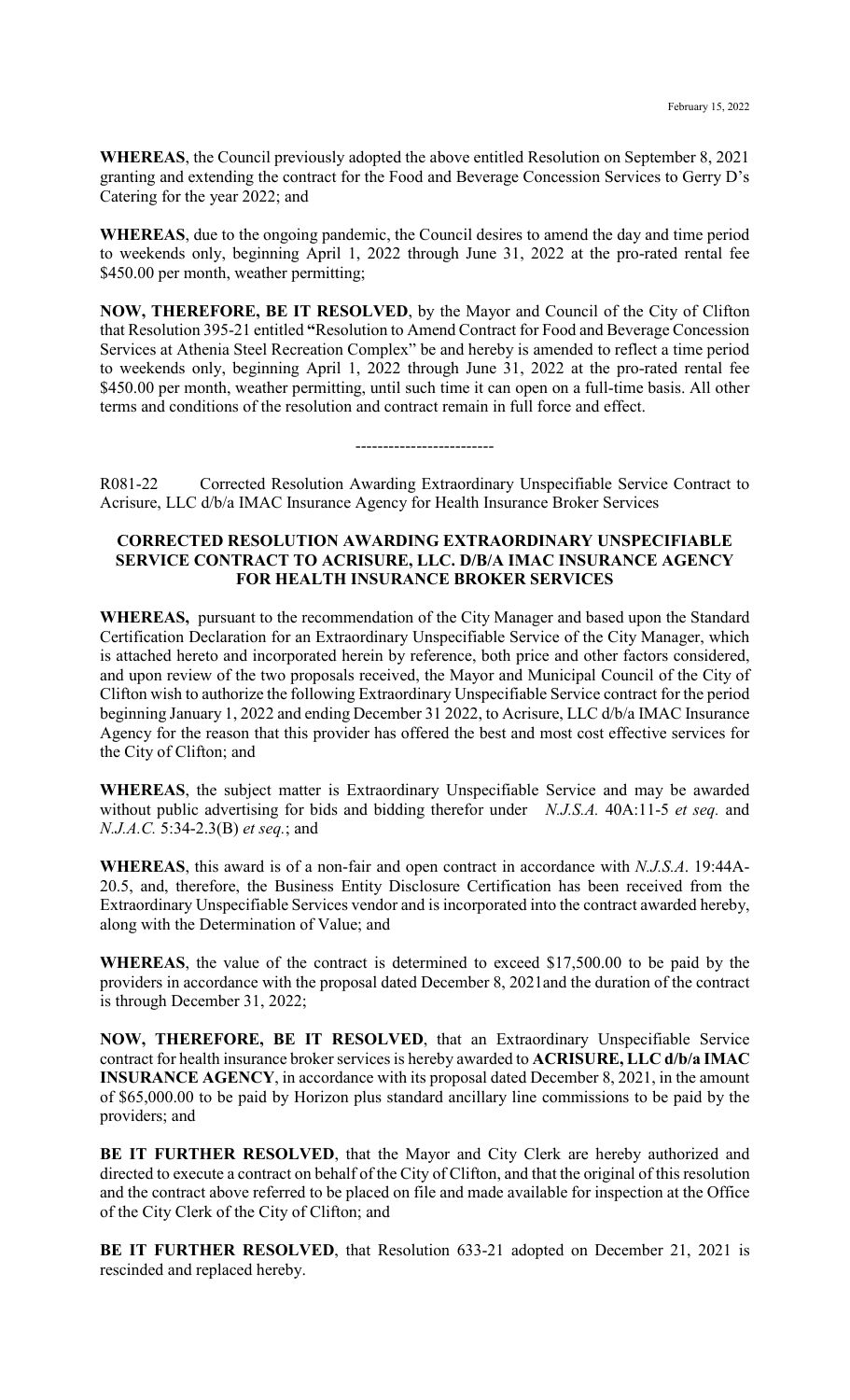February 15, 2022

**WHEREAS**, the Council previously adopted the above entitled Resolution on September 8, 2021 granting and extending the contract for the Food and Beverage Concession Services to Gerry D's Catering for the year 2022; and

**WHEREAS**, due to the ongoing pandemic, the Council desires to amend the day and time period to weekends only, beginning April 1, 2022 through June 31, 2022 at the pro-rated rental fee $450.00 per month, weather permitting;

**NOW, THEREFORE, BE IT RESOLVED**, by the Mayor and Council of the City of Clifton that Resolution 395-21 entitled **"**Resolution to Amend Contract for Food and Beverage Concession Services at Athenia Steel Recreation Complex" be and hereby is amended to reflect a time period to weekends only, beginning April 1, 2022 through June 31, 2022 at the pro-rated rental fee $450.00 per month, weather permitting, until such time it can open on a full-time basis. All other terms and conditions of the resolution and contract remain in full force and effect.

-------------------------

R081-22 Corrected Resolution Awarding Extraordinary Unspecifiable Service Contract to Acrisure, LLC d/b/a IMAC Insurance Agency for Health Insurance Broker Services

**CORRECTED RESOLUTION AWARDING EXTRAORDINARY UNSPECIFIABLE SERVICE CONTRACT TO ACRISURE, LLC. D/B/A IMAC INSURANCE AGENCY FOR HEALTH INSURANCE BROKER SERVICES**

**WHEREAS,** pursuant to the recommendation of the City Manager and based upon the Standard Certification Declaration for an Extraordinary Unspecifiable Service of the City Manager, which is attached hereto and incorporated herein by reference, both price and other factors considered, and upon review of the two proposals received, the Mayor and Municipal Council of the City of Clifton wish to authorize the following Extraordinary Unspecifiable Service contract for the period beginning January 1, 2022 and ending December 31 2022, to Acrisure, LLC d/b/a IMAC Insurance Agency for the reason that this provider has offered the best and most cost effective services for the City of Clifton; and

**WHEREAS**, the subject matter is Extraordinary Unspecifiable Service and may be awarded without public advertising for bids and bidding therefor under *N.J.S.A.* 40A:11-5 *et seq.* and *N.J.A.C.* 5:34-2.3(B) *et seq.*; and

**WHEREAS**, this award is of a non-fair and open contract in accordance with *N.J.S.A*. 19:44A-20.5, and, therefore, the Business Entity Disclosure Certification has been received from the Extraordinary Unspecifiable Services vendor and is incorporated into the contract awarded hereby, along with the Determination of Value; and

**WHEREAS**, the value of the contract is determined to exceed $17,500.00 to be paid by the providers in accordance with the proposal dated December 8, 2021and the duration of the contract is through December 31, 2022;

**NOW, THEREFORE, BE IT RESOLVED**, that an Extraordinary Unspecifiable Service contract for health insurance broker services is hereby awarded to **ACRISURE, LLC d/b/a IMAC INSURANCE AGENCY**, in accordance with its proposal dated December 8, 2021, in the amount of $65,000.00 to be paid by Horizon plus standard ancillary line commissions to be paid by the providers; and

**BE IT FURTHER RESOLVED**, that the Mayor and City Clerk are hereby authorized and directed to execute a contract on behalf of the City of Clifton, and that the original of this resolution and the contract above referred to be placed on file and made available for inspection at the Office of the City Clerk of the City of Clifton; and

**BE IT FURTHER RESOLVED**, that Resolution 633-21 adopted on December 21, 2021 is rescinded and replaced hereby.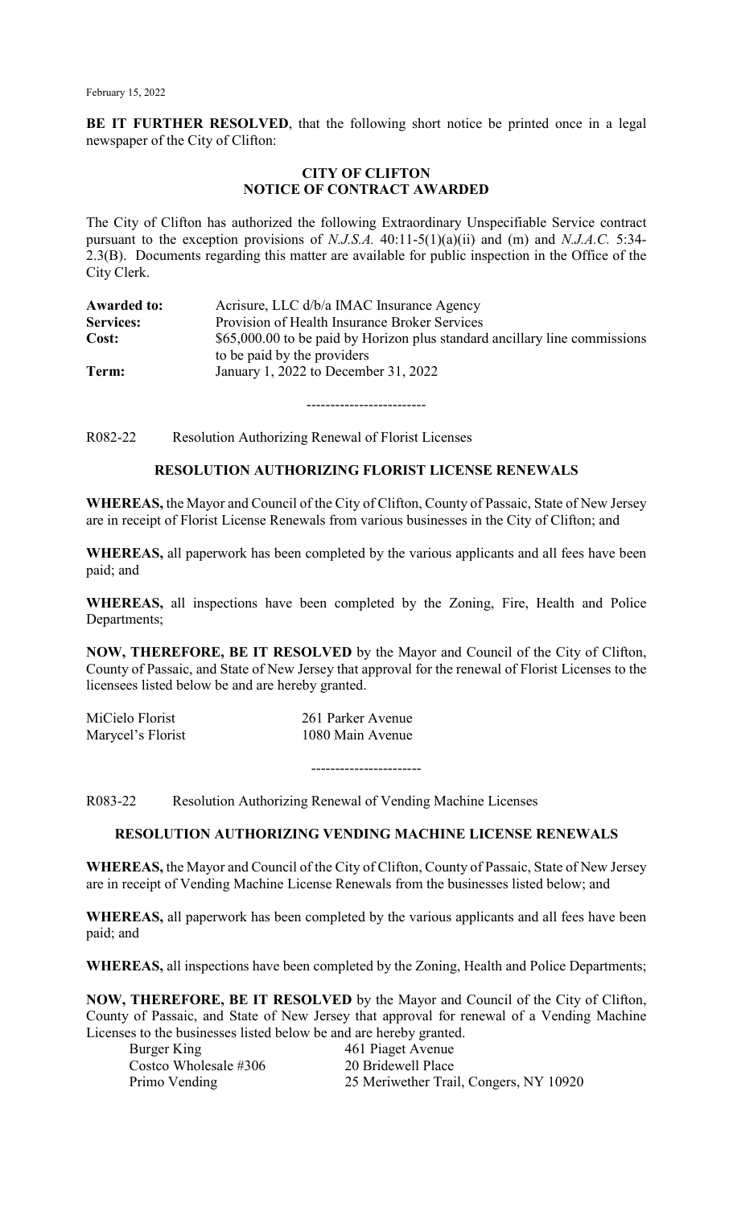**BE IT FURTHER RESOLVED**, that the following short notice be printed once in a legal newspaper of the City of Clifton:

**CITY OF CLIFTON**
**NOTICE OF CONTRACT AWARDED**

The City of Clifton has authorized the following Extraordinary Unspecifiable Service contract pursuant to the exception provisions of *N.J.S.A.* 40:11-5(1)(a)(ii) and (m) and *N.J.A.C.* 5:34-2.3(B). Documents regarding this matter are available for public inspection in the Office of the City Clerk.

| | |
|---|---|
| **Awarded to:** | Acrisure, LLC d/b/a IMAC Insurance Agency |
| **Services:** | Provision of Health Insurance Broker Services |
| **Cost:** | $65,000.00 to be paid by Horizon plus standard ancillary line commissions to be paid by the providers |
| **Term:** | January 1, 2022 to December 31, 2022 |

-------------------------

R082-22 Resolution Authorizing Renewal of Florist Licenses

**RESOLUTION AUTHORIZING FLORIST LICENSE RENEWALS**

**WHEREAS,** the Mayor and Council of the City of Clifton, County of Passaic, State of New Jersey are in receipt of Florist License Renewals from various businesses in the City of Clifton; and

**WHEREAS,** all paperwork has been completed by the various applicants and all fees have been paid; and

**WHEREAS,** all inspections have been completed by the Zoning, Fire, Health and Police Departments;

**NOW, THEREFORE, BE IT RESOLVED** by the Mayor and Council of the City of Clifton, County of Passaic, and State of New Jersey that approval for the renewal of Florist Licenses to the licensees listed below be and are hereby granted.

| | |
|---|---|
| MiCielo Florist | 261 Parker Avenue |
| Marycel's Florist | 1080 Main Avenue |

-----------------------

R083-22 Resolution Authorizing Renewal of Vending Machine Licenses

**RESOLUTION AUTHORIZING VENDING MACHINE LICENSE RENEWALS**

**WHEREAS,** the Mayor and Council of the City of Clifton, County of Passaic, State of New Jersey are in receipt of Vending Machine License Renewals from the businesses listed below; and

**WHEREAS,** all paperwork has been completed by the various applicants and all fees have been paid; and

**WHEREAS,** all inspections have been completed by the Zoning, Health and Police Departments;

**NOW, THEREFORE, BE IT RESOLVED** by the Mayor and Council of the City of Clifton, County of Passaic, and State of New Jersey that approval for renewal of a Vending Machine Licenses to the businesses listed below be and are hereby granted.

| | |
|---|---|
| Burger King | 461 Piaget Avenue |
| Costco Wholesale #306 | 20 Bridewell Place |
| Primo Vending | 25 Meriwether Trail, Congers, NY 10920 |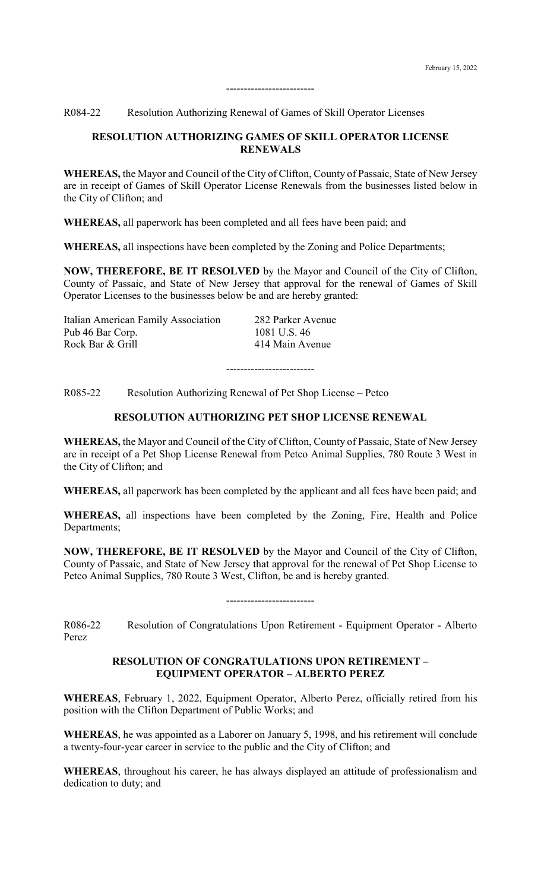-------------------------

R084-22 Resolution Authorizing Renewal of Games of Skill Operator Licenses

**RESOLUTION AUTHORIZING GAMES OF SKILL OPERATOR LICENSE RENEWALS**

**WHEREAS,** the Mayor and Council of the City of Clifton, County of Passaic, State of New Jersey are in receipt of Games of Skill Operator License Renewals from the businesses listed below in the City of Clifton; and

**WHEREAS,** all paperwork has been completed and all fees have been paid; and

**WHEREAS,** all inspections have been completed by the Zoning and Police Departments;

**NOW, THEREFORE, BE IT RESOLVED** by the Mayor and Council of the City of Clifton, County of Passaic, and State of New Jersey that approval for the renewal of Games of Skill Operator Licenses to the businesses below be and are hereby granted:

| | |
|---|---|
| Italian American Family Association | 282 Parker Avenue |
| Pub 46 Bar Corp. | 1081 U.S. 46 |
| Rock Bar & Grill | 414 Main Avenue |

-------------------------

R085-22 Resolution Authorizing Renewal of Pet Shop License – Petco

**RESOLUTION AUTHORIZING PET SHOP LICENSE RENEWAL**

**WHEREAS,** the Mayor and Council of the City of Clifton, County of Passaic, State of New Jersey are in receipt of a Pet Shop License Renewal from Petco Animal Supplies, 780 Route 3 West in the City of Clifton; and

**WHEREAS,** all paperwork has been completed by the applicant and all fees have been paid; and

**WHEREAS,** all inspections have been completed by the Zoning, Fire, Health and Police Departments;

**NOW, THEREFORE, BE IT RESOLVED** by the Mayor and Council of the City of Clifton, County of Passaic, and State of New Jersey that approval for the renewal of Pet Shop License to Petco Animal Supplies, 780 Route 3 West, Clifton, be and is hereby granted.

-------------------------

R086-22 Resolution of Congratulations Upon Retirement - Equipment Operator - Alberto Perez

**RESOLUTION OF CONGRATULATIONS UPON RETIREMENT – EQUIPMENT OPERATOR – ALBERTO PEREZ**

**WHEREAS**, February 1, 2022, Equipment Operator, Alberto Perez, officially retired from his position with the Clifton Department of Public Works; and

**WHEREAS**, he was appointed as a Laborer on January 5, 1998, and his retirement will conclude a twenty-four-year career in service to the public and the City of Clifton; and

**WHEREAS**, throughout his career, he has always displayed an attitude of professionalism and dedication to duty; and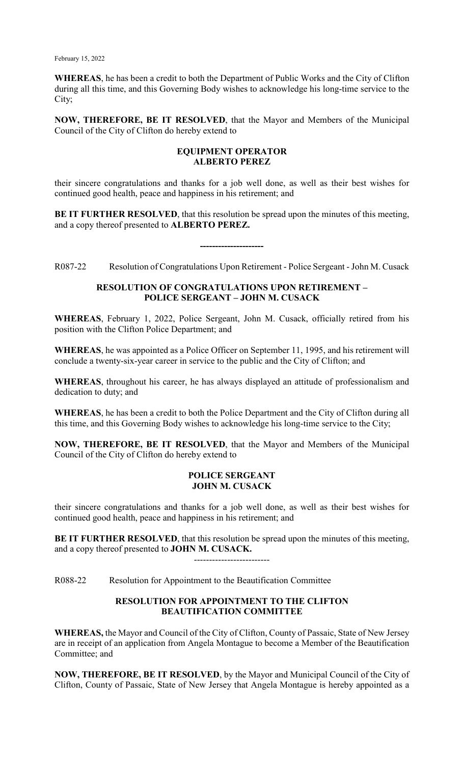**WHEREAS**, he has been a credit to both the Department of Public Works and the City of Clifton during all this time, and this Governing Body wishes to acknowledge his long-time service to the City;

**NOW, THEREFORE, BE IT RESOLVED**, that the Mayor and Members of the Municipal Council of the City of Clifton do hereby extend to

**EQUIPMENT OPERATOR**
**ALBERTO PEREZ**

their sincere congratulations and thanks for a job well done, as well as their best wishes for continued good health, peace and happiness in his retirement; and

**BE IT FURTHER RESOLVED**, that this resolution be spread upon the minutes of this meeting, and a copy thereof presented to **ALBERTO PEREZ.**

---------------------

R087-22 Resolution of Congratulations Upon Retirement - Police Sergeant - John M. Cusack

**RESOLUTION OF CONGRATULATIONS UPON RETIREMENT – POLICE SERGEANT – JOHN M. CUSACK**

**WHEREAS**, February 1, 2022, Police Sergeant, John M. Cusack, officially retired from his position with the Clifton Police Department; and

**WHEREAS**, he was appointed as a Police Officer on September 11, 1995, and his retirement will conclude a twenty-six-year career in service to the public and the City of Clifton; and

**WHEREAS**, throughout his career, he has always displayed an attitude of professionalism and dedication to duty; and

**WHEREAS**, he has been a credit to both the Police Department and the City of Clifton during all this time, and this Governing Body wishes to acknowledge his long-time service to the City;

**NOW, THEREFORE, BE IT RESOLVED**, that the Mayor and Members of the Municipal Council of the City of Clifton do hereby extend to

**POLICE SERGEANT**
**JOHN M. CUSACK**

their sincere congratulations and thanks for a job well done, as well as their best wishes for continued good health, peace and happiness in his retirement; and

**BE IT FURTHER RESOLVED**, that this resolution be spread upon the minutes of this meeting, and a copy thereof presented to **JOHN M. CUSACK.**

-------------------------

R088-22 Resolution for Appointment to the Beautification Committee

**RESOLUTION FOR APPOINTMENT TO THE CLIFTON BEAUTIFICATION COMMITTEE**

**WHEREAS,** the Mayor and Council of the City of Clifton, County of Passaic, State of New Jersey are in receipt of an application from Angela Montague to become a Member of the Beautification Committee; and

**NOW, THEREFORE, BE IT RESOLVED**, by the Mayor and Municipal Council of the City of Clifton, County of Passaic, State of New Jersey that Angela Montague is hereby appointed as a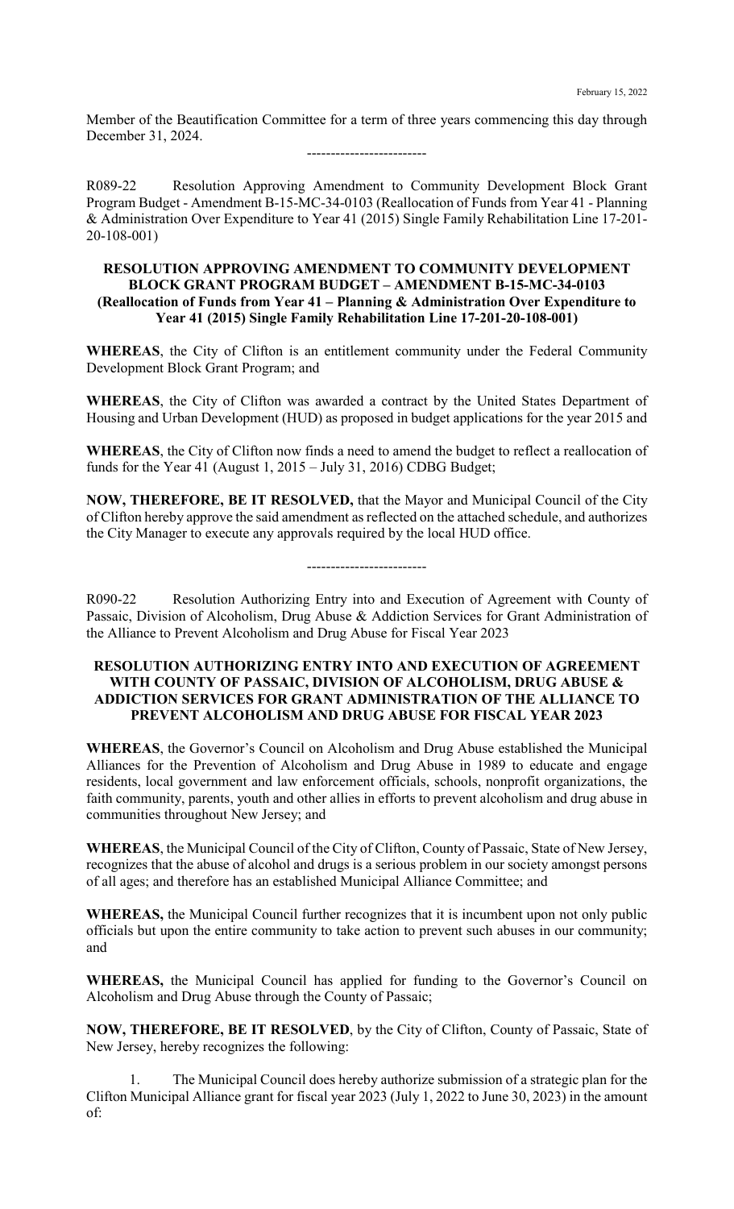Member of the Beautification Committee for a term of three years commencing this day through December 31, 2024.

-------------------------

R089-22 Resolution Approving Amendment to Community Development Block Grant Program Budget - Amendment B-15-MC-34-0103 (Reallocation of Funds from Year 41 - Planning & Administration Over Expenditure to Year 41 (2015) Single Family Rehabilitation Line 17-201-20-108-001)

**RESOLUTION APPROVING AMENDMENT TO COMMUNITY DEVELOPMENT BLOCK GRANT PROGRAM BUDGET – AMENDMENT B-15-MC-34-0103 (Reallocation of Funds from Year 41 – Planning & Administration Over Expenditure to Year 41 (2015) Single Family Rehabilitation Line 17-201-20-108-001)**

**WHEREAS**, the City of Clifton is an entitlement community under the Federal Community Development Block Grant Program; and

**WHEREAS**, the City of Clifton was awarded a contract by the United States Department of Housing and Urban Development (HUD) as proposed in budget applications for the year 2015 and

**WHEREAS**, the City of Clifton now finds a need to amend the budget to reflect a reallocation of funds for the Year 41 (August 1, 2015 – July 31, 2016) CDBG Budget;

**NOW, THEREFORE, BE IT RESOLVED,** that the Mayor and Municipal Council of the City of Clifton hereby approve the said amendment as reflected on the attached schedule, and authorizes the City Manager to execute any approvals required by the local HUD office.

-------------------------

R090-22 Resolution Authorizing Entry into and Execution of Agreement with County of Passaic, Division of Alcoholism, Drug Abuse & Addiction Services for Grant Administration of the Alliance to Prevent Alcoholism and Drug Abuse for Fiscal Year 2023

**RESOLUTION AUTHORIZING ENTRY INTO AND EXECUTION OF AGREEMENT WITH COUNTY OF PASSAIC, DIVISION OF ALCOHOLISM, DRUG ABUSE & ADDICTION SERVICES FOR GRANT ADMINISTRATION OF THE ALLIANCE TO PREVENT ALCOHOLISM AND DRUG ABUSE FOR FISCAL YEAR 2023**

**WHEREAS**, the Governor's Council on Alcoholism and Drug Abuse established the Municipal Alliances for the Prevention of Alcoholism and Drug Abuse in 1989 to educate and engage residents, local government and law enforcement officials, schools, nonprofit organizations, the faith community, parents, youth and other allies in efforts to prevent alcoholism and drug abuse in communities throughout New Jersey; and

**WHEREAS**, the Municipal Council of the City of Clifton, County of Passaic, State of New Jersey, recognizes that the abuse of alcohol and drugs is a serious problem in our society amongst persons of all ages; and therefore has an established Municipal Alliance Committee; and

**WHEREAS,** the Municipal Council further recognizes that it is incumbent upon not only public officials but upon the entire community to take action to prevent such abuses in our community; and

**WHEREAS,** the Municipal Council has applied for funding to the Governor's Council on Alcoholism and Drug Abuse through the County of Passaic;

**NOW, THEREFORE, BE IT RESOLVED**, by the City of Clifton, County of Passaic, State of New Jersey, hereby recognizes the following:

1. The Municipal Council does hereby authorize submission of a strategic plan for the Clifton Municipal Alliance grant for fiscal year 2023 (July 1, 2022 to June 30, 2023) in the amount of: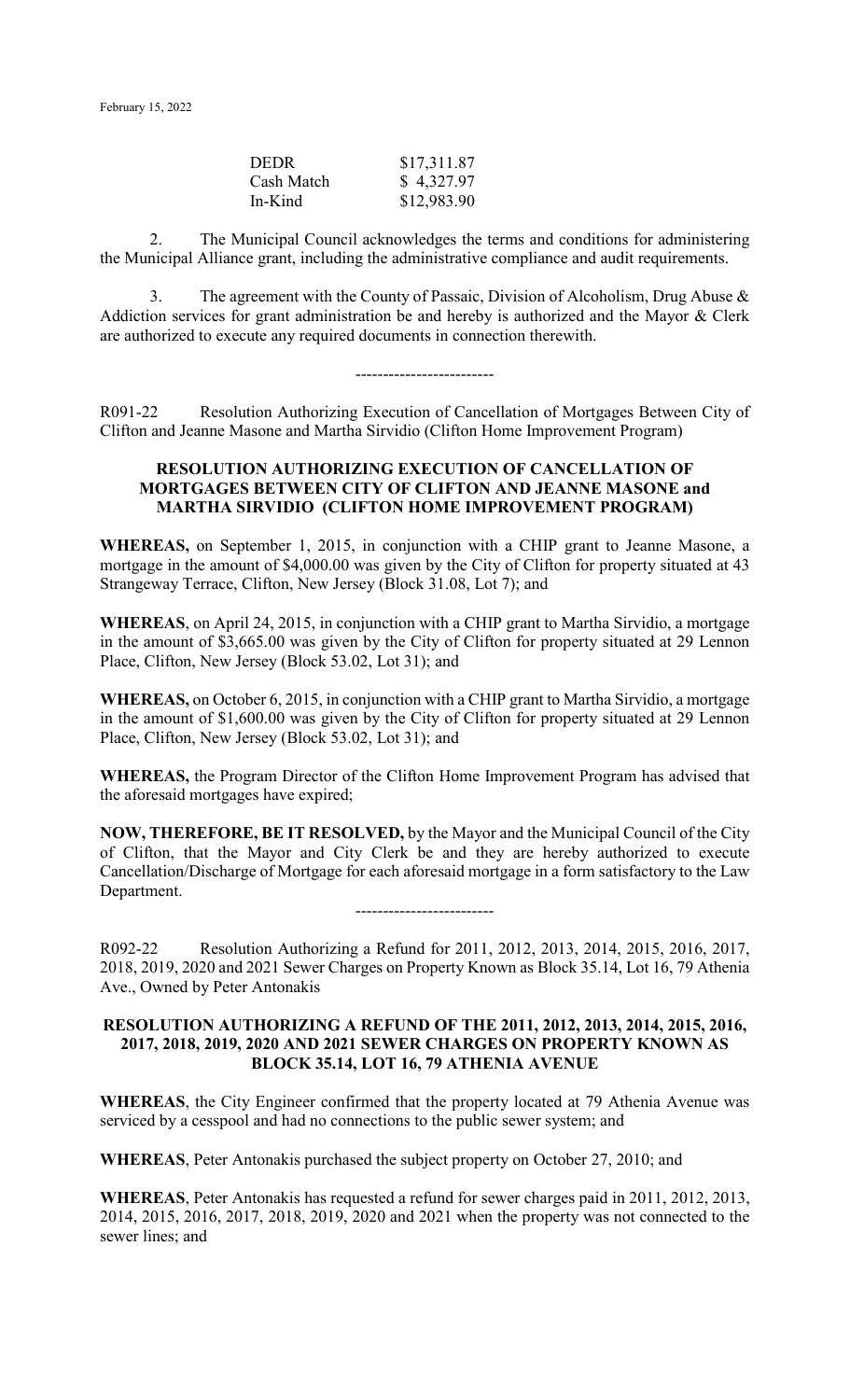| | |
|---|---|
| DEDR | $17,311.87 |
| Cash Match | $ 4,327.97 |
| In-Kind | $12,983.90 |

2. The Municipal Council acknowledges the terms and conditions for administering the Municipal Alliance grant, including the administrative compliance and audit requirements.

3. The agreement with the County of Passaic, Division of Alcoholism, Drug Abuse & Addiction services for grant administration be and hereby is authorized and the Mayor & Clerk are authorized to execute any required documents in connection therewith.

-------------------------

R091-22 Resolution Authorizing Execution of Cancellation of Mortgages Between City of Clifton and Jeanne Masone and Martha Sirvidio (Clifton Home Improvement Program)

**RESOLUTION AUTHORIZING EXECUTION OF CANCELLATION OF MORTGAGES BETWEEN CITY OF CLIFTON AND JEANNE MASONE and MARTHA SIRVIDIO (CLIFTON HOME IMPROVEMENT PROGRAM)**

**WHEREAS,** on September 1, 2015, in conjunction with a CHIP grant to Jeanne Masone, a mortgage in the amount of $4,000.00 was given by the City of Clifton for property situated at 43 Strangeway Terrace, Clifton, New Jersey (Block 31.08, Lot 7); and

**WHEREAS**, on April 24, 2015, in conjunction with a CHIP grant to Martha Sirvidio, a mortgage in the amount of $3,665.00 was given by the City of Clifton for property situated at 29 Lennon Place, Clifton, New Jersey (Block 53.02, Lot 31); and

**WHEREAS,** on October 6, 2015, in conjunction with a CHIP grant to Martha Sirvidio, a mortgage in the amount of $1,600.00 was given by the City of Clifton for property situated at 29 Lennon Place, Clifton, New Jersey (Block 53.02, Lot 31); and

**WHEREAS,** the Program Director of the Clifton Home Improvement Program has advised that the aforesaid mortgages have expired;

**NOW, THEREFORE, BE IT RESOLVED,** by the Mayor and the Municipal Council of the City of Clifton, that the Mayor and City Clerk be and they are hereby authorized to execute Cancellation/Discharge of Mortgage for each aforesaid mortgage in a form satisfactory to the Law Department.

-------------------------

R092-22 Resolution Authorizing a Refund for 2011, 2012, 2013, 2014, 2015, 2016, 2017, 2018, 2019, 2020 and 2021 Sewer Charges on Property Known as Block 35.14, Lot 16, 79 Athenia Ave., Owned by Peter Antonakis

**RESOLUTION AUTHORIZING A REFUND OF THE 2011, 2012, 2013, 2014, 2015, 2016, 2017, 2018, 2019, 2020 AND 2021 SEWER CHARGES ON PROPERTY KNOWN AS BLOCK 35.14, LOT 16, 79 ATHENIA AVENUE**

**WHEREAS**, the City Engineer confirmed that the property located at 79 Athenia Avenue was serviced by a cesspool and had no connections to the public sewer system; and

**WHEREAS**, Peter Antonakis purchased the subject property on October 27, 2010; and

**WHEREAS**, Peter Antonakis has requested a refund for sewer charges paid in 2011, 2012, 2013, 2014, 2015, 2016, 2017, 2018, 2019, 2020 and 2021 when the property was not connected to the sewer lines; and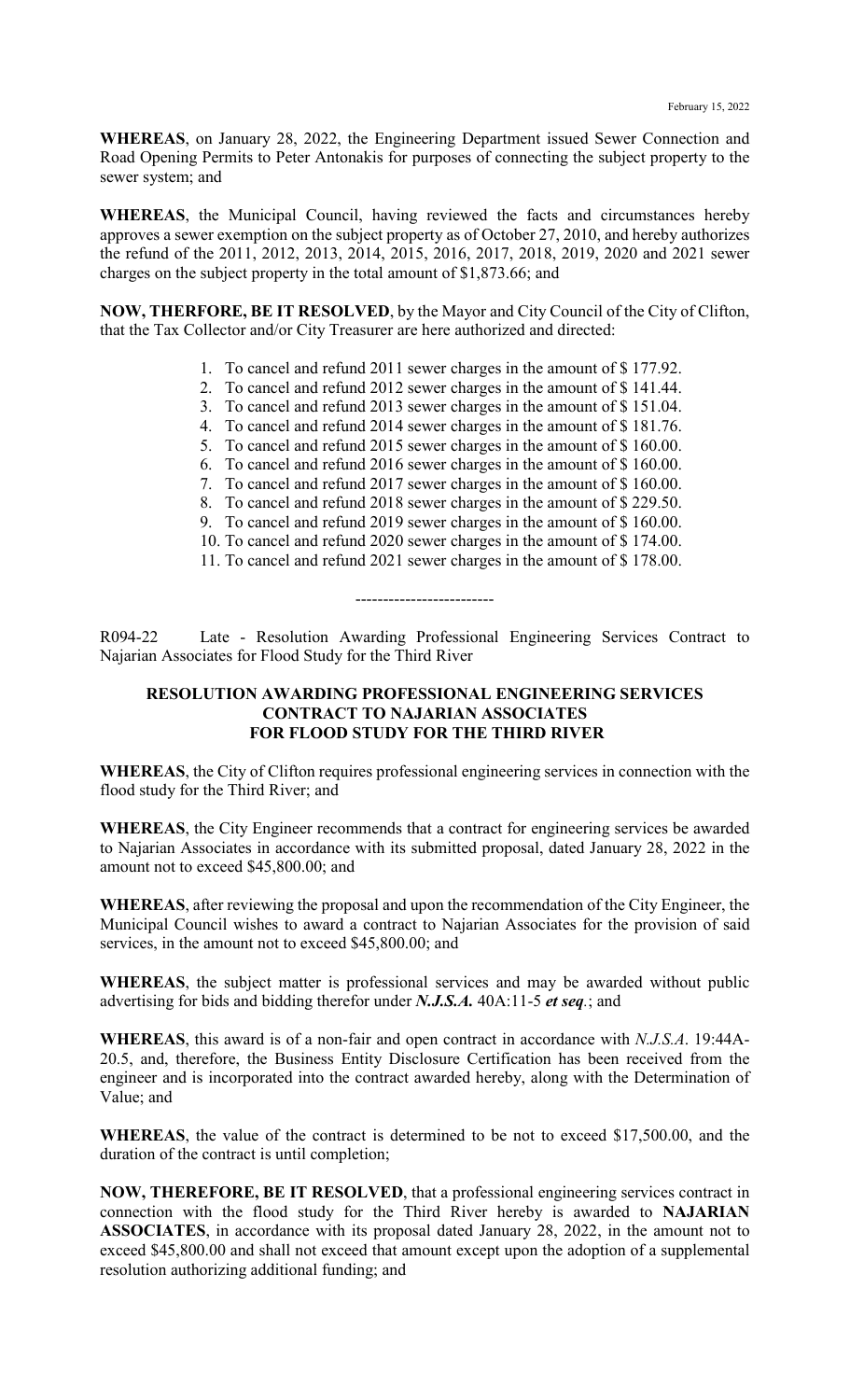February 15, 2022

**WHEREAS**, on January 28, 2022, the Engineering Department issued Sewer Connection and Road Opening Permits to Peter Antonakis for purposes of connecting the subject property to the sewer system; and

**WHEREAS**, the Municipal Council, having reviewed the facts and circumstances hereby approves a sewer exemption on the subject property as of October 27, 2010, and hereby authorizes the refund of the 2011, 2012, 2013, 2014, 2015, 2016, 2017, 2018, 2019, 2020 and 2021 sewer charges on the subject property in the total amount of $1,873.66; and

**NOW, THERFORE, BE IT RESOLVED**, by the Mayor and City Council of the City of Clifton, that the Tax Collector and/or City Treasurer are here authorized and directed:

1. To cancel and refund 2011 sewer charges in the amount of $ 177.92.
2. To cancel and refund 2012 sewer charges in the amount of $ 141.44.
3. To cancel and refund 2013 sewer charges in the amount of $ 151.04.
4. To cancel and refund 2014 sewer charges in the amount of $ 181.76.
5. To cancel and refund 2015 sewer charges in the amount of $ 160.00.
6. To cancel and refund 2016 sewer charges in the amount of $ 160.00.
7. To cancel and refund 2017 sewer charges in the amount of $ 160.00.
8. To cancel and refund 2018 sewer charges in the amount of $ 229.50.
9. To cancel and refund 2019 sewer charges in the amount of $ 160.00.
10. To cancel and refund 2020 sewer charges in the amount of $ 174.00.
11. To cancel and refund 2021 sewer charges in the amount of $ 178.00.

-------------------------

R094-22 Late - Resolution Awarding Professional Engineering Services Contract to Najarian Associates for Flood Study for the Third River

**RESOLUTION AWARDING PROFESSIONAL ENGINEERING SERVICES CONTRACT TO NAJARIAN ASSOCIATES FOR FLOOD STUDY FOR THE THIRD RIVER**

**WHEREAS**, the City of Clifton requires professional engineering services in connection with the flood study for the Third River; and

**WHEREAS**, the City Engineer recommends that a contract for engineering services be awarded to Najarian Associates in accordance with its submitted proposal, dated January 28, 2022 in the amount not to exceed $45,800.00; and

**WHEREAS**, after reviewing the proposal and upon the recommendation of the City Engineer, the Municipal Council wishes to award a contract to Najarian Associates for the provision of said services, in the amount not to exceed $45,800.00; and

**WHEREAS**, the subject matter is professional services and may be awarded without public advertising for bids and bidding therefor under ***N.J.S.A.*** 40A:11-5 ***et seq***.; and

**WHEREAS**, this award is of a non-fair and open contract in accordance with *N.J.S.A*. 19:44A-20.5, and, therefore, the Business Entity Disclosure Certification has been received from the engineer and is incorporated into the contract awarded hereby, along with the Determination of Value; and

**WHEREAS**, the value of the contract is determined to be not to exceed $17,500.00, and the duration of the contract is until completion;

**NOW, THEREFORE, BE IT RESOLVED**, that a professional engineering services contract in connection with the flood study for the Third River hereby is awarded to **NAJARIAN ASSOCIATES**, in accordance with its proposal dated January 28, 2022, in the amount not to exceed $45,800.00 and shall not exceed that amount except upon the adoption of a supplemental resolution authorizing additional funding; and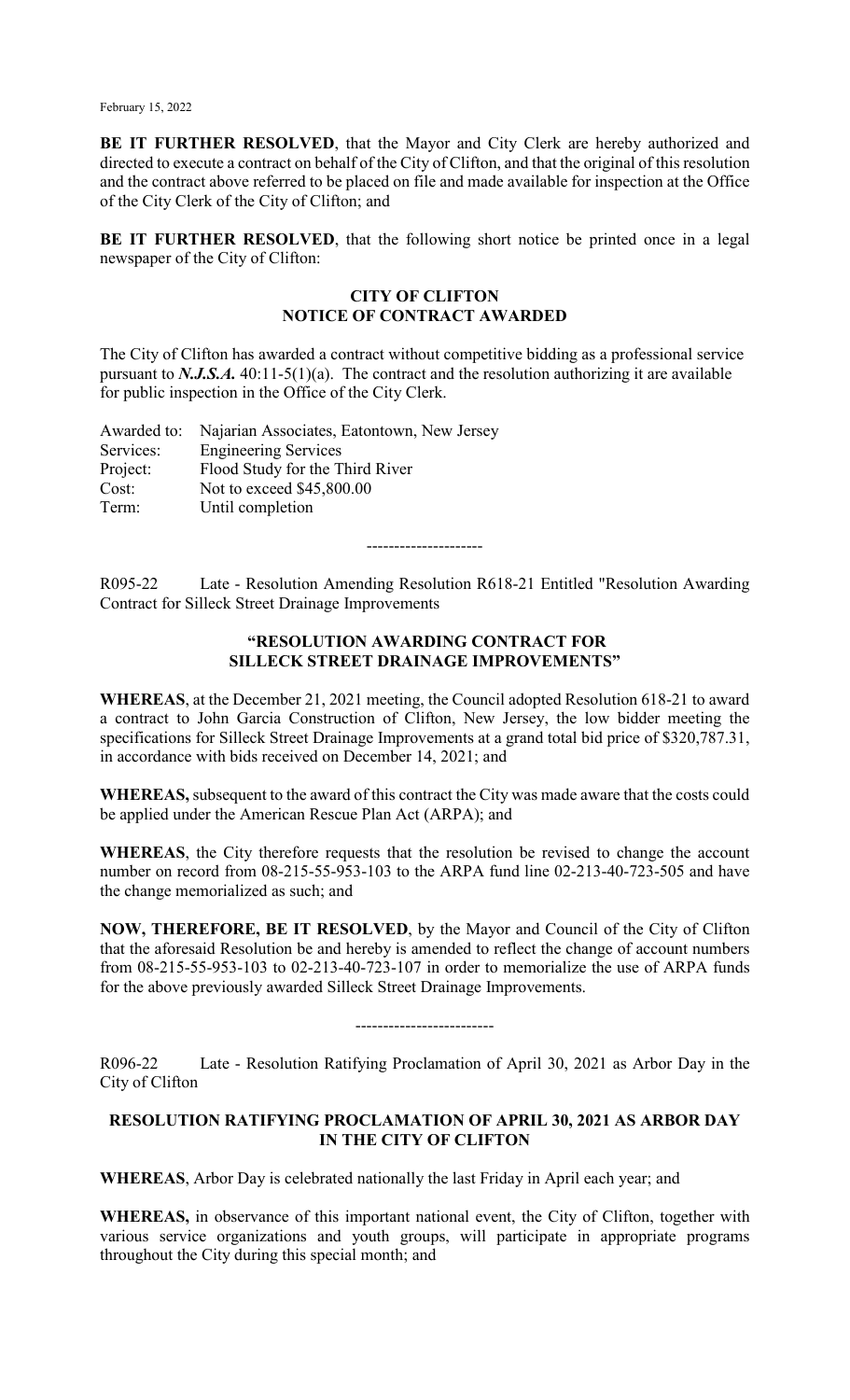**BE IT FURTHER RESOLVED**, that the Mayor and City Clerk are hereby authorized and directed to execute a contract on behalf of the City of Clifton, and that the original of this resolution and the contract above referred to be placed on file and made available for inspection at the Office of the City Clerk of the City of Clifton; and

**BE IT FURTHER RESOLVED**, that the following short notice be printed once in a legal newspaper of the City of Clifton:

**CITY OF CLIFTON**
**NOTICE OF CONTRACT AWARDED**

The City of Clifton has awarded a contract without competitive bidding as a professional service pursuant to ***N.J.S.A.*** 40:11-5(1)(a). The contract and the resolution authorizing it are available for public inspection in the Office of the City Clerk.

Awarded to: Najarian Associates, Eatontown, New Jersey
Services: Engineering Services
Project: Flood Study for the Third River
Cost: Not to exceed $45,800.00
Term: Until completion

---------------------

R095-22 Late - Resolution Amending Resolution R618-21 Entitled "Resolution Awarding Contract for Silleck Street Drainage Improvements

**"RESOLUTION AWARDING CONTRACT FOR SILLECK STREET DRAINAGE IMPROVEMENTS"**

**WHEREAS**, at the December 21, 2021 meeting, the Council adopted Resolution 618-21 to award a contract to John Garcia Construction of Clifton, New Jersey, the low bidder meeting the specifications for Silleck Street Drainage Improvements at a grand total bid price of $320,787.31, in accordance with bids received on December 14, 2021; and

**WHEREAS,** subsequent to the award of this contract the City was made aware that the costs could be applied under the American Rescue Plan Act (ARPA); and

**WHEREAS**, the City therefore requests that the resolution be revised to change the account number on record from 08-215-55-953-103 to the ARPA fund line 02-213-40-723-505 and have the change memorialized as such; and

**NOW, THEREFORE, BE IT RESOLVED**, by the Mayor and Council of the City of Clifton that the aforesaid Resolution be and hereby is amended to reflect the change of account numbers from 08-215-55-953-103 to 02-213-40-723-107 in order to memorialize the use of ARPA funds for the above previously awarded Silleck Street Drainage Improvements.

-------------------------

R096-22 Late - Resolution Ratifying Proclamation of April 30, 2021 as Arbor Day in the City of Clifton

**RESOLUTION RATIFYING PROCLAMATION OF APRIL 30, 2021 AS ARBOR DAY IN THE CITY OF CLIFTON**

**WHEREAS**, Arbor Day is celebrated nationally the last Friday in April each year; and

**WHEREAS,** in observance of this important national event, the City of Clifton, together with various service organizations and youth groups, will participate in appropriate programs throughout the City during this special month; and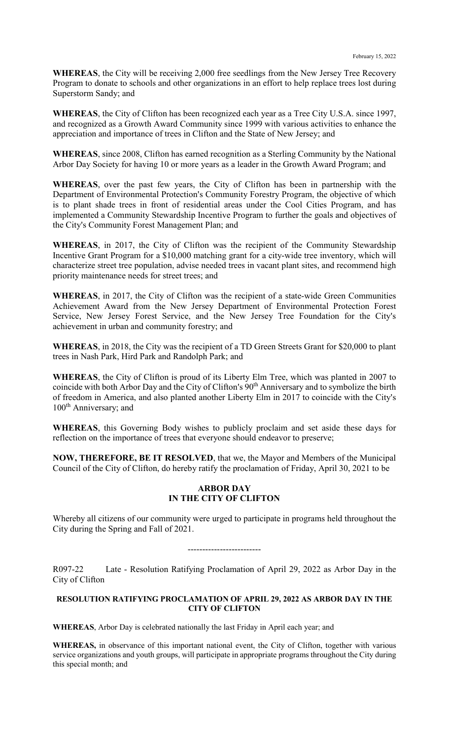**WHEREAS**, the City will be receiving 2,000 free seedlings from the New Jersey Tree Recovery Program to donate to schools and other organizations in an effort to help replace trees lost during Superstorm Sandy; and

**WHEREAS**, the City of Clifton has been recognized each year as a Tree City U.S.A. since 1997, and recognized as a Growth Award Community since 1999 with various activities to enhance the appreciation and importance of trees in Clifton and the State of New Jersey; and

**WHEREAS**, since 2008, Clifton has earned recognition as a Sterling Community by the National Arbor Day Society for having 10 or more years as a leader in the Growth Award Program; and

**WHEREAS**, over the past few years, the City of Clifton has been in partnership with the Department of Environmental Protection's Community Forestry Program, the objective of which is to plant shade trees in front of residential areas under the Cool Cities Program, and has implemented a Community Stewardship Incentive Program to further the goals and objectives of the City's Community Forest Management Plan; and

**WHEREAS**, in 2017, the City of Clifton was the recipient of the Community Stewardship Incentive Grant Program for a $10,000 matching grant for a city-wide tree inventory, which will characterize street tree population, advise needed trees in vacant plant sites, and recommend high priority maintenance needs for street trees; and

**WHEREAS**, in 2017, the City of Clifton was the recipient of a state-wide Green Communities Achievement Award from the New Jersey Department of Environmental Protection Forest Service, New Jersey Forest Service, and the New Jersey Tree Foundation for the City's achievement in urban and community forestry; and

**WHEREAS**, in 2018, the City was the recipient of a TD Green Streets Grant for $20,000 to plant trees in Nash Park, Hird Park and Randolph Park; and

**WHEREAS**, the City of Clifton is proud of its Liberty Elm Tree, which was planted in 2007 to coincide with both Arbor Day and the City of Clifton's 90th Anniversary and to symbolize the birth of freedom in America, and also planted another Liberty Elm in 2017 to coincide with the City's 100th Anniversary; and

**WHEREAS**, this Governing Body wishes to publicly proclaim and set aside these days for reflection on the importance of trees that everyone should endeavor to preserve;

**NOW, THEREFORE, BE IT RESOLVED**, that we, the Mayor and Members of the Municipal Council of the City of Clifton, do hereby ratify the proclamation of Friday, April 30, 2021 to be

**ARBOR DAY**
**IN THE CITY OF CLIFTON**

Whereby all citizens of our community were urged to participate in programs held throughout the City during the Spring and Fall of 2021.

-------------------------

R097-22 Late - Resolution Ratifying Proclamation of April 29, 2022 as Arbor Day in the City of Clifton

**RESOLUTION RATIFYING PROCLAMATION OF APRIL 29, 2022 AS ARBOR DAY IN THE CITY OF CLIFTON**

**WHEREAS**, Arbor Day is celebrated nationally the last Friday in April each year; and

**WHEREAS,** in observance of this important national event, the City of Clifton, together with various service organizations and youth groups, will participate in appropriate programs throughout the City during this special month; and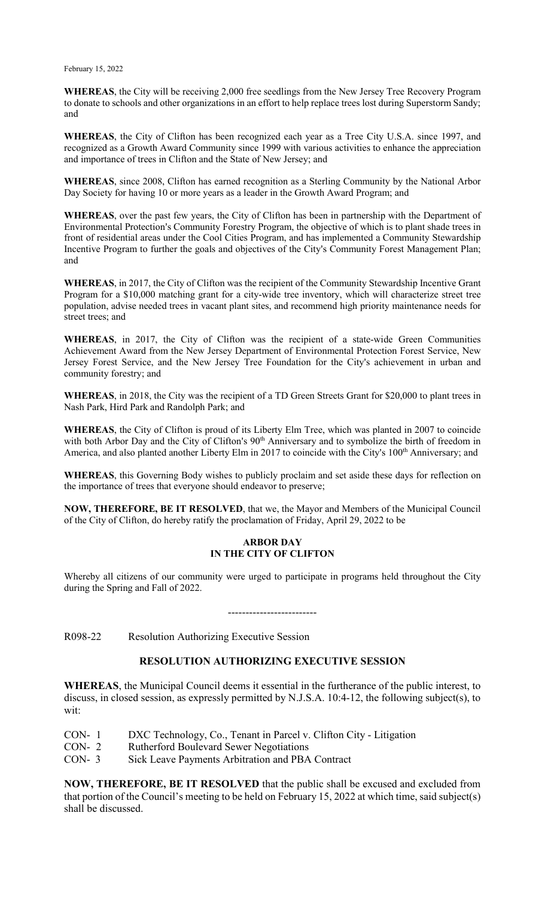February 15, 2022

**WHEREAS**, the City will be receiving 2,000 free seedlings from the New Jersey Tree Recovery Program to donate to schools and other organizations in an effort to help replace trees lost during Superstorm Sandy; and

**WHEREAS**, the City of Clifton has been recognized each year as a Tree City U.S.A. since 1997, and recognized as a Growth Award Community since 1999 with various activities to enhance the appreciation and importance of trees in Clifton and the State of New Jersey; and

**WHEREAS**, since 2008, Clifton has earned recognition as a Sterling Community by the National Arbor Day Society for having 10 or more years as a leader in the Growth Award Program; and

**WHEREAS**, over the past few years, the City of Clifton has been in partnership with the Department of Environmental Protection's Community Forestry Program, the objective of which is to plant shade trees in front of residential areas under the Cool Cities Program, and has implemented a Community Stewardship Incentive Program to further the goals and objectives of the City's Community Forest Management Plan; and

**WHEREAS**, in 2017, the City of Clifton was the recipient of the Community Stewardship Incentive Grant Program for a $10,000 matching grant for a city-wide tree inventory, which will characterize street tree population, advise needed trees in vacant plant sites, and recommend high priority maintenance needs for street trees; and

**WHEREAS**, in 2017, the City of Clifton was the recipient of a state-wide Green Communities Achievement Award from the New Jersey Department of Environmental Protection Forest Service, New Jersey Forest Service, and the New Jersey Tree Foundation for the City's achievement in urban and community forestry; and

**WHEREAS**, in 2018, the City was the recipient of a TD Green Streets Grant for $20,000 to plant trees in Nash Park, Hird Park and Randolph Park; and

**WHEREAS**, the City of Clifton is proud of its Liberty Elm Tree, which was planted in 2007 to coincide with both Arbor Day and the City of Clifton's 90th Anniversary and to symbolize the birth of freedom in America, and also planted another Liberty Elm in 2017 to coincide with the City's 100th Anniversary; and

**WHEREAS**, this Governing Body wishes to publicly proclaim and set aside these days for reflection on the importance of trees that everyone should endeavor to preserve;

**NOW, THEREFORE, BE IT RESOLVED**, that we, the Mayor and Members of the Municipal Council of the City of Clifton, do hereby ratify the proclamation of Friday, April 29, 2022 to be

**ARBOR DAY**
**IN THE CITY OF CLIFTON**

Whereby all citizens of our community were urged to participate in programs held throughout the City during the Spring and Fall of 2022.

-------------------------

R098-22 Resolution Authorizing Executive Session

## RESOLUTION AUTHORIZING EXECUTIVE SESSION

**WHEREAS**, the Municipal Council deems it essential in the furtherance of the public interest, to discuss, in closed session, as expressly permitted by N.J.S.A. 10:4-12, the following subject(s), to wit:

CON- 1 DXC Technology, Co., Tenant in Parcel v. Clifton City - Litigation
CON- 2 Rutherford Boulevard Sewer Negotiations
CON- 3 Sick Leave Payments Arbitration and PBA Contract

**NOW, THEREFORE, BE IT RESOLVED** that the public shall be excused and excluded from that portion of the Council's meeting to be held on February 15, 2022 at which time, said subject(s) shall be discussed.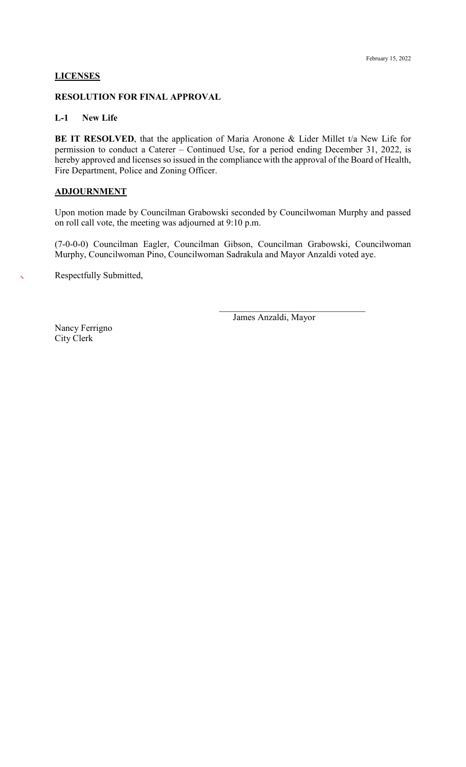**LICENSES**

**RESOLUTION FOR FINAL APPROVAL**

**L-1 New Life**

**BE IT RESOLVED**, that the application of Maria Aronone & Lider Millet t/a New Life for permission to conduct a Caterer – Continued Use, for a period ending December 31, 2022, is hereby approved and licenses so issued in the compliance with the approval of the Board of Health, Fire Department, Police and Zoning Officer.

**ADJOURNMENT**

Upon motion made by Councilman Grabowski seconded by Councilwoman Murphy and passed on roll call vote, the meeting was adjourned at 9:10 p.m.

(7-0-0-0) Councilman Eagler, Councilman Gibson, Councilman Grabowski, Councilwoman Murphy, Councilwoman Pino, Councilwoman Sadrakula and Mayor Anzaldi voted aye.

Respectfully Submitted,

\_\_\_\_\_\_\_\_\_\_\_\_\_\_\_\_\_\_\_\_\_\_\_\_\_\_\_\_\_\_\_\_

James Anzaldi, Mayor

Nancy Ferrigno
City Clerk